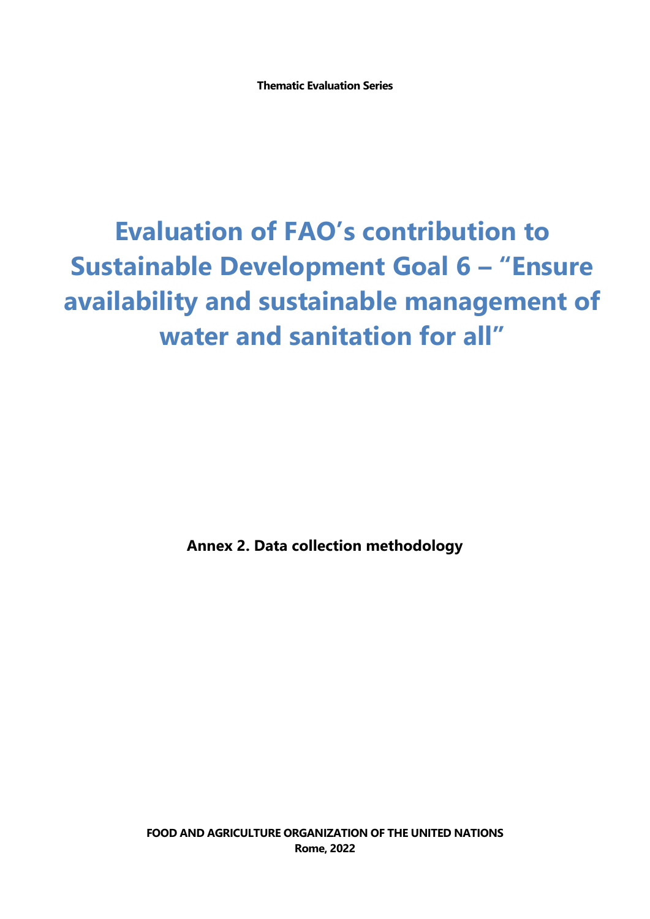**Thematic Evaluation Series**

# Evaluation of FAO's contribution to Sustainable Development Goal 6 – "Ensure availability and sustainable management of water and sanitation for all"

**Annex 2. Data collection methodology**

**FOOD AND AGRICULTURE ORGANIZATION OF THE UNITED NATIONS**
**Rome, 2022**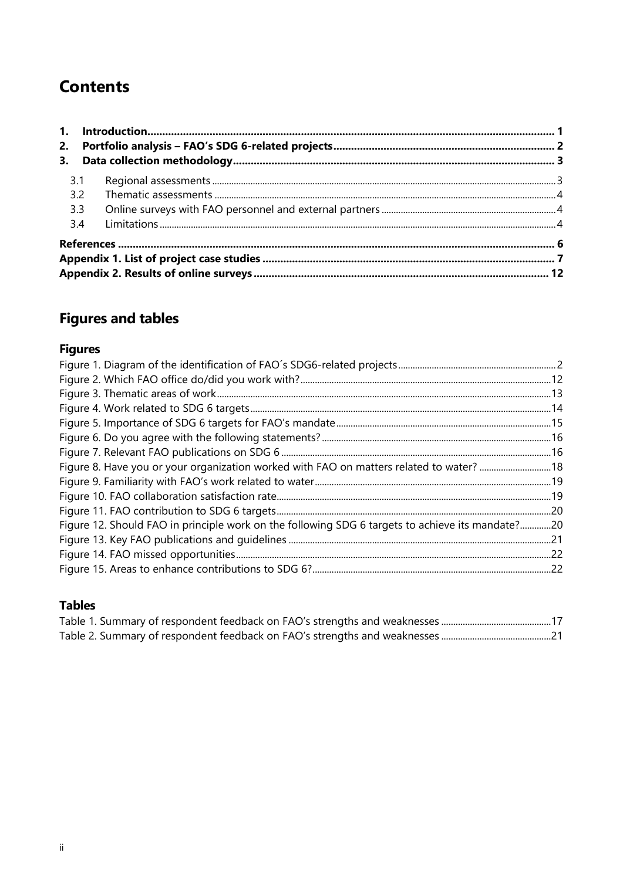# Contents

**1. Introduction ..... 1**

**2. Portfolio analysis – FAO's SDG 6-related projects ..... 2**

**3. Data collection methodology ..... 3**

- 3.1 Regional assessments ..... 3
- 3.2 Thematic assessments ..... 4
- 3.3 Online surveys with FAO personnel and external partners ..... 4
- 3.4 Limitations ..... 4

**References ..... 6**

**Appendix 1. List of project case studies ..... 7**

**Appendix 2. Results of online surveys ..... 12**

# Figures and tables

## Figures

Figure 1. Diagram of the identification of FAO´s SDG6-related projects ..... 2
Figure 2. Which FAO office do/did you work with? ..... 12
Figure 3. Thematic areas of work ..... 13
Figure 4. Work related to SDG 6 targets ..... 14
Figure 5. Importance of SDG 6 targets for FAO's mandate ..... 15
Figure 6. Do you agree with the following statements? ..... 16
Figure 7. Relevant FAO publications on SDG 6 ..... 16
Figure 8. Have you or your organization worked with FAO on matters related to water? ..... 18
Figure 9. Familiarity with FAO's work related to water ..... 19
Figure 10. FAO collaboration satisfaction rate ..... 19
Figure 11. FAO contribution to SDG 6 targets ..... 20
Figure 12. Should FAO in principle work on the following SDG 6 targets to achieve its mandate? ..... 20
Figure 13. Key FAO publications and guidelines ..... 21
Figure 14. FAO missed opportunities ..... 22
Figure 15. Areas to enhance contributions to SDG 6? ..... 22

## Tables

Table 1. Summary of respondent feedback on FAO's strengths and weaknesses ..... 17
Table 2. Summary of respondent feedback on FAO's strengths and weaknesses ..... 21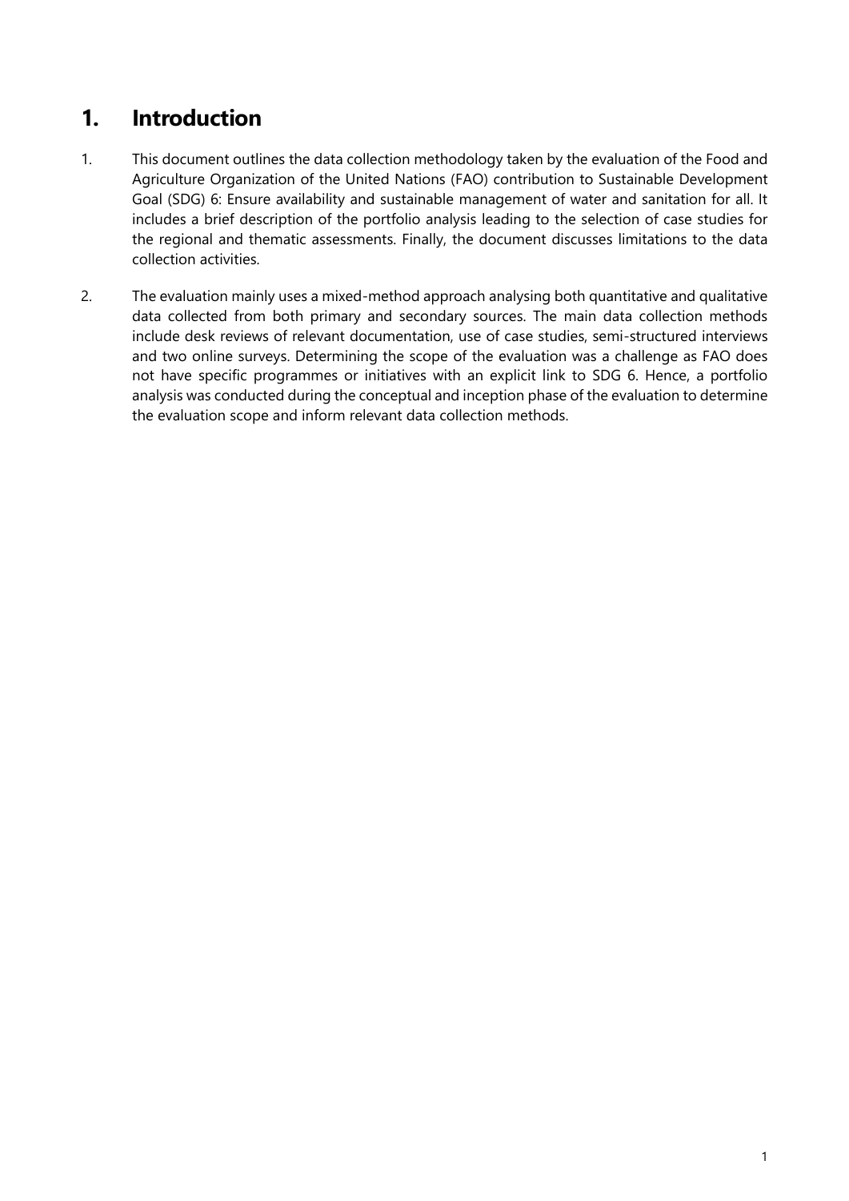# 1. Introduction

1. This document outlines the data collection methodology taken by the evaluation of the Food and Agriculture Organization of the United Nations (FAO) contribution to Sustainable Development Goal (SDG) 6: Ensure availability and sustainable management of water and sanitation for all. It includes a brief description of the portfolio analysis leading to the selection of case studies for the regional and thematic assessments. Finally, the document discusses limitations to the data collection activities.

2. The evaluation mainly uses a mixed-method approach analysing both quantitative and qualitative data collected from both primary and secondary sources. The main data collection methods include desk reviews of relevant documentation, use of case studies, semi-structured interviews and two online surveys. Determining the scope of the evaluation was a challenge as FAO does not have specific programmes or initiatives with an explicit link to SDG 6. Hence, a portfolio analysis was conducted during the conceptual and inception phase of the evaluation to determine the evaluation scope and inform relevant data collection methods.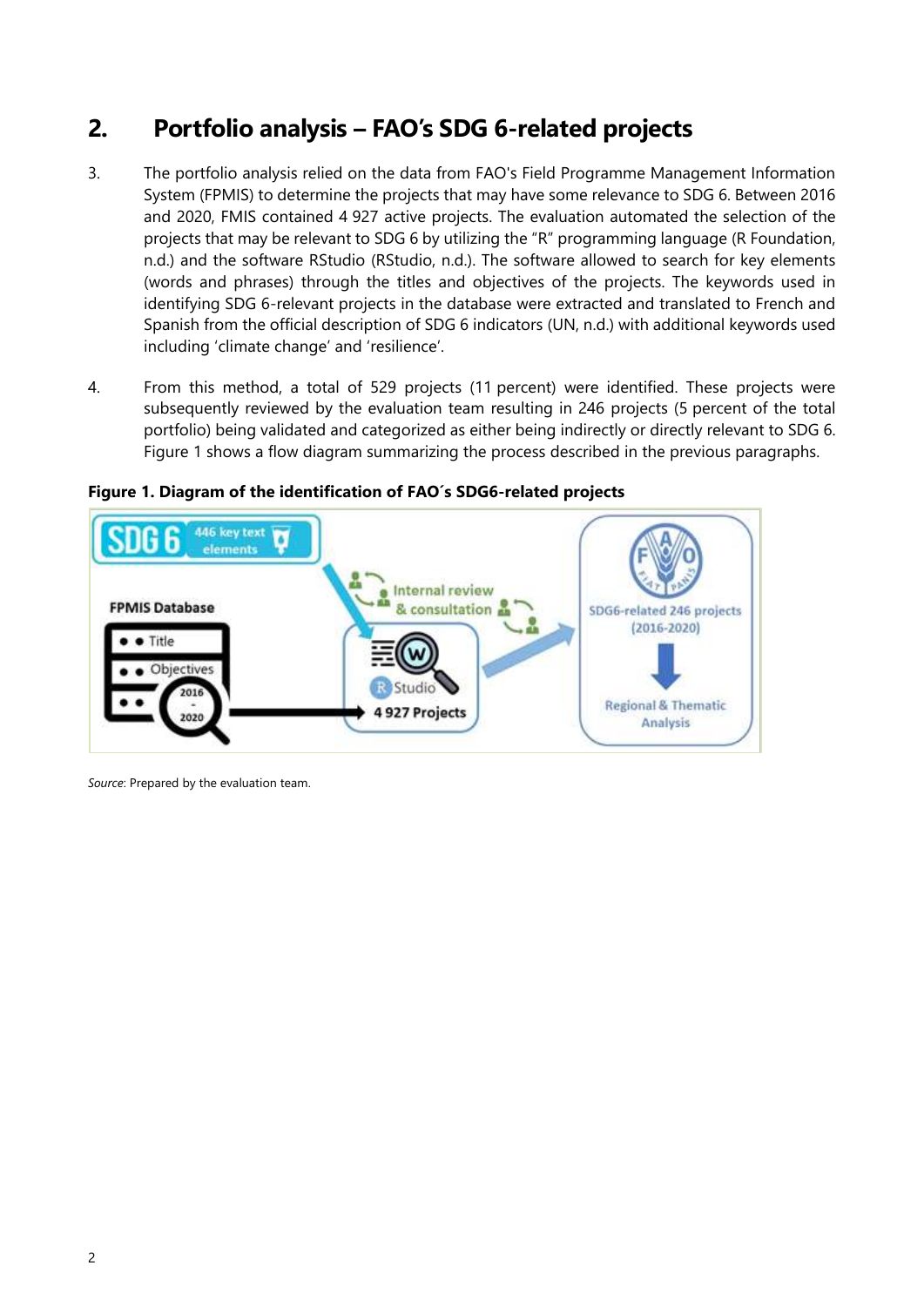## 2. Portfolio analysis – FAO's SDG 6-related projects

3. The portfolio analysis relied on the data from FAO's Field Programme Management Information System (FPMIS) to determine the projects that may have some relevance to SDG 6. Between 2016 and 2020, FMIS contained 4 927 active projects. The evaluation automated the selection of the projects that may be relevant to SDG 6 by utilizing the "R" programming language (R Foundation, n.d.) and the software RStudio (RStudio, n.d.). The software allowed to search for key elements (words and phrases) through the titles and objectives of the projects. The keywords used in identifying SDG 6-relevant projects in the database were extracted and translated to French and Spanish from the official description of SDG 6 indicators (UN, n.d.) with additional keywords used including 'climate change' and 'resilience'.

4. From this method, a total of 529 projects (11 percent) were identified. These projects were subsequently reviewed by the evaluation team resulting in 246 projects (5 percent of the total portfolio) being validated and categorized as either being indirectly or directly relevant to SDG 6. Figure 1 shows a flow diagram summarizing the process described in the previous paragraphs.

**Figure 1. Diagram of the identification of FAO´s SDG6-related projects**

SDG 6 — 446 key text elements

FPMIS Database
- Title
- Objectives
- 2016 - 2020

Internal review & consultation

RStudio — 4 927 Projects

SDG6-related 246 projects (2016-2020)

Regional & Thematic Analysis

*Source*: Prepared by the evaluation team.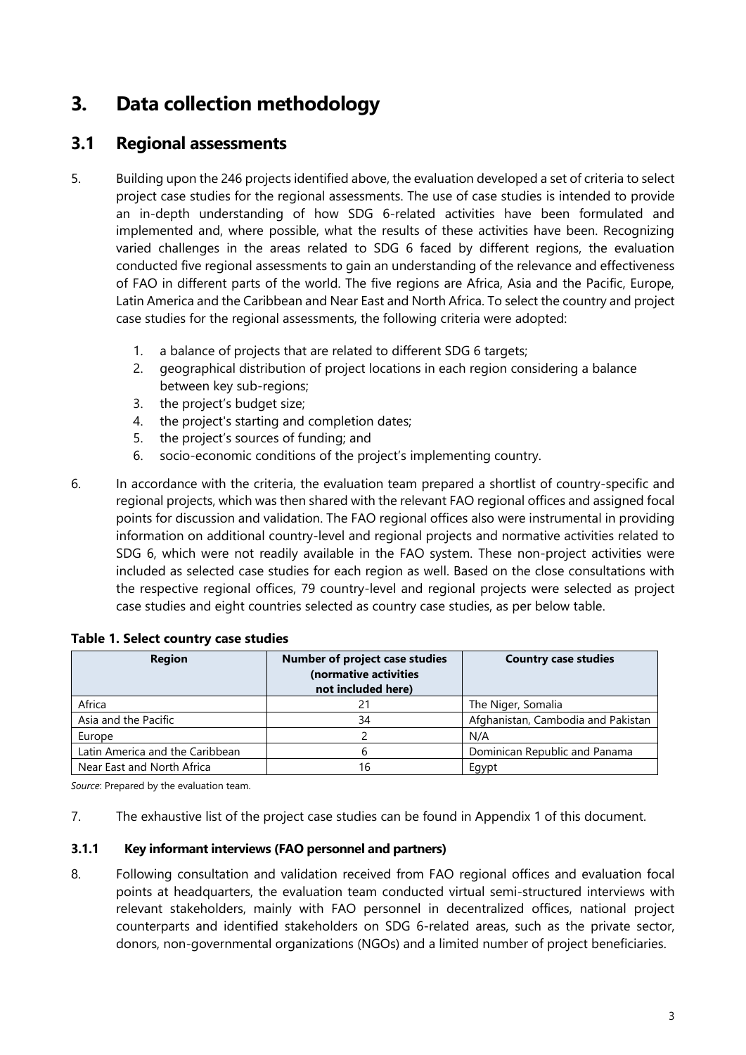# 3. Data collection methodology

## 3.1 Regional assessments

5. Building upon the 246 projects identified above, the evaluation developed a set of criteria to select project case studies for the regional assessments. The use of case studies is intended to provide an in-depth understanding of how SDG 6-related activities have been formulated and implemented and, where possible, what the results of these activities have been. Recognizing varied challenges in the areas related to SDG 6 faced by different regions, the evaluation conducted five regional assessments to gain an understanding of the relevance and effectiveness of FAO in different parts of the world. The five regions are Africa, Asia and the Pacific, Europe, Latin America and the Caribbean and Near East and North Africa. To select the country and project case studies for the regional assessments, the following criteria were adopted:

   1. a balance of projects that are related to different SDG 6 targets;
   2. geographical distribution of project locations in each region considering a balance between key sub-regions;
   3. the project's budget size;
   4. the project's starting and completion dates;
   5. the project's sources of funding; and
   6. socio-economic conditions of the project's implementing country.

6. In accordance with the criteria, the evaluation team prepared a shortlist of country-specific and regional projects, which was then shared with the relevant FAO regional offices and assigned focal points for discussion and validation. The FAO regional offices also were instrumental in providing information on additional country-level and regional projects and normative activities related to SDG 6, which were not readily available in the FAO system. These non-project activities were included as selected case studies for each region as well. Based on the close consultations with the respective regional offices, 79 country-level and regional projects were selected as project case studies and eight countries selected as country case studies, as per below table.

**Table 1. Select country case studies**

| Region | Number of project case studies (normative activities not included here) | Country case studies |
|---|---|---|
| Africa | 21 | The Niger, Somalia |
| Asia and the Pacific | 34 | Afghanistan, Cambodia and Pakistan |
| Europe | 2 | N/A |
| Latin America and the Caribbean | 6 | Dominican Republic and Panama |
| Near East and North Africa | 16 | Egypt |

*Source*: Prepared by the evaluation team.

7. The exhaustive list of the project case studies can be found in Appendix 1 of this document.

### 3.1.1 Key informant interviews (FAO personnel and partners)

8. Following consultation and validation received from FAO regional offices and evaluation focal points at headquarters, the evaluation team conducted virtual semi-structured interviews with relevant stakeholders, mainly with FAO personnel in decentralized offices, national project counterparts and identified stakeholders on SDG 6-related areas, such as the private sector, donors, non-governmental organizations (NGOs) and a limited number of project beneficiaries.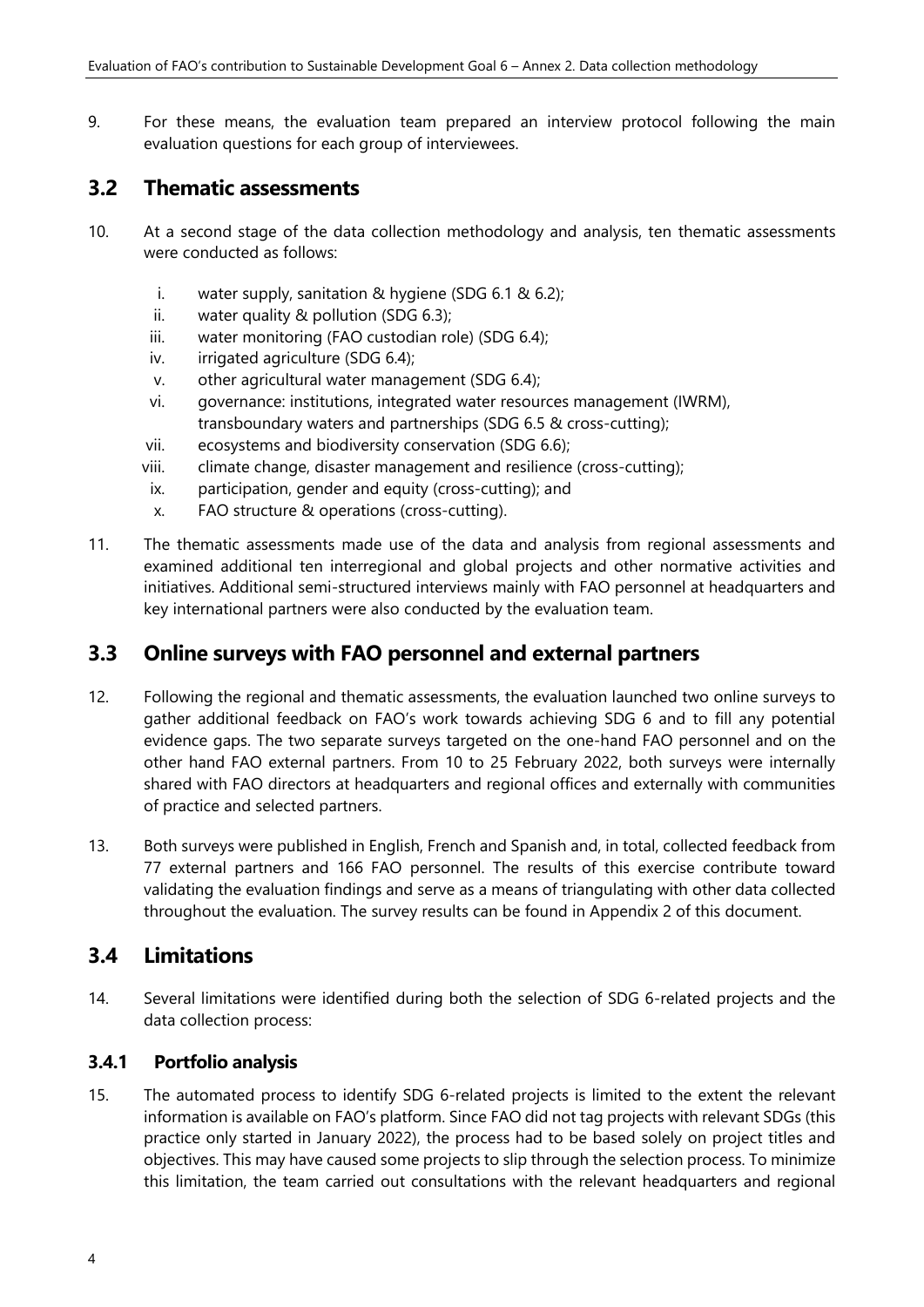9. For these means, the evaluation team prepared an interview protocol following the main evaluation questions for each group of interviewees.

## 3.2 Thematic assessments

10. At a second stage of the data collection methodology and analysis, ten thematic assessments were conducted as follows:

   i. water supply, sanitation & hygiene (SDG 6.1 & 6.2);
   ii. water quality & pollution (SDG 6.3);
   iii. water monitoring (FAO custodian role) (SDG 6.4);
   iv. irrigated agriculture (SDG 6.4);
   v. other agricultural water management (SDG 6.4);
   vi. governance: institutions, integrated water resources management (IWRM), transboundary waters and partnerships (SDG 6.5 & cross-cutting);
   vii. ecosystems and biodiversity conservation (SDG 6.6);
   viii. climate change, disaster management and resilience (cross-cutting);
   ix. participation, gender and equity (cross-cutting); and
   x. FAO structure & operations (cross-cutting).

11. The thematic assessments made use of the data and analysis from regional assessments and examined additional ten interregional and global projects and other normative activities and initiatives. Additional semi-structured interviews mainly with FAO personnel at headquarters and key international partners were also conducted by the evaluation team.

## 3.3 Online surveys with FAO personnel and external partners

12. Following the regional and thematic assessments, the evaluation launched two online surveys to gather additional feedback on FAO's work towards achieving SDG 6 and to fill any potential evidence gaps. The two separate surveys targeted on the one-hand FAO personnel and on the other hand FAO external partners. From 10 to 25 February 2022, both surveys were internally shared with FAO directors at headquarters and regional offices and externally with communities of practice and selected partners.

13. Both surveys were published in English, French and Spanish and, in total, collected feedback from 77 external partners and 166 FAO personnel. The results of this exercise contribute toward validating the evaluation findings and serve as a means of triangulating with other data collected throughout the evaluation. The survey results can be found in Appendix 2 of this document.

## 3.4 Limitations

14. Several limitations were identified during both the selection of SDG 6-related projects and the data collection process:

### 3.4.1 Portfolio analysis

15. The automated process to identify SDG 6-related projects is limited to the extent the relevant information is available on FAO's platform. Since FAO did not tag projects with relevant SDGs (this practice only started in January 2022), the process had to be based solely on project titles and objectives. This may have caused some projects to slip through the selection process. To minimize this limitation, the team carried out consultations with the relevant headquarters and regional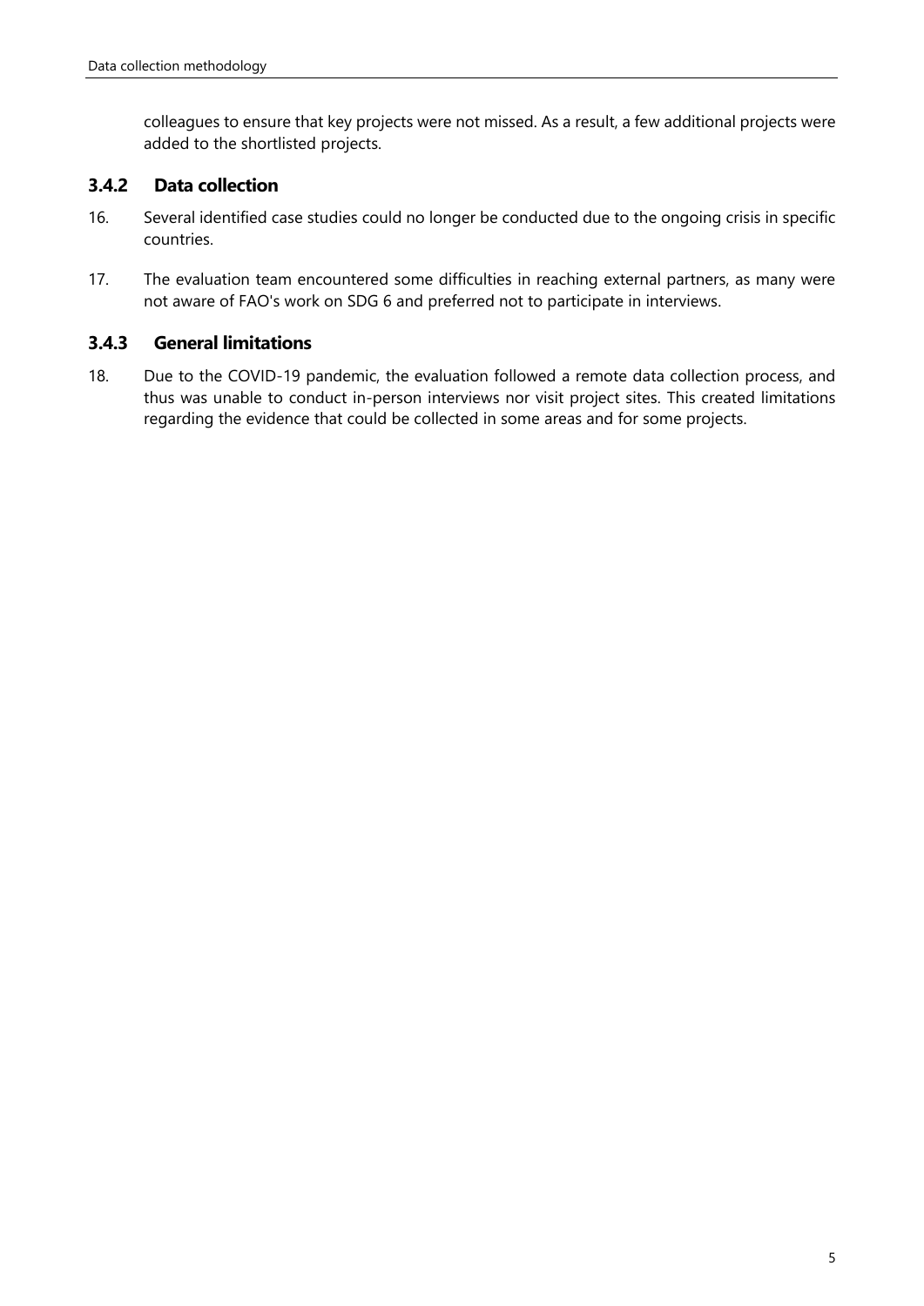colleagues to ensure that key projects were not missed. As a result, a few additional projects were added to the shortlisted projects.

### 3.4.2 Data collection

16. Several identified case studies could no longer be conducted due to the ongoing crisis in specific countries.

17. The evaluation team encountered some difficulties in reaching external partners, as many were not aware of FAO's work on SDG 6 and preferred not to participate in interviews.

### 3.4.3 General limitations

18. Due to the COVID-19 pandemic, the evaluation followed a remote data collection process, and thus was unable to conduct in-person interviews nor visit project sites. This created limitations regarding the evidence that could be collected in some areas and for some projects.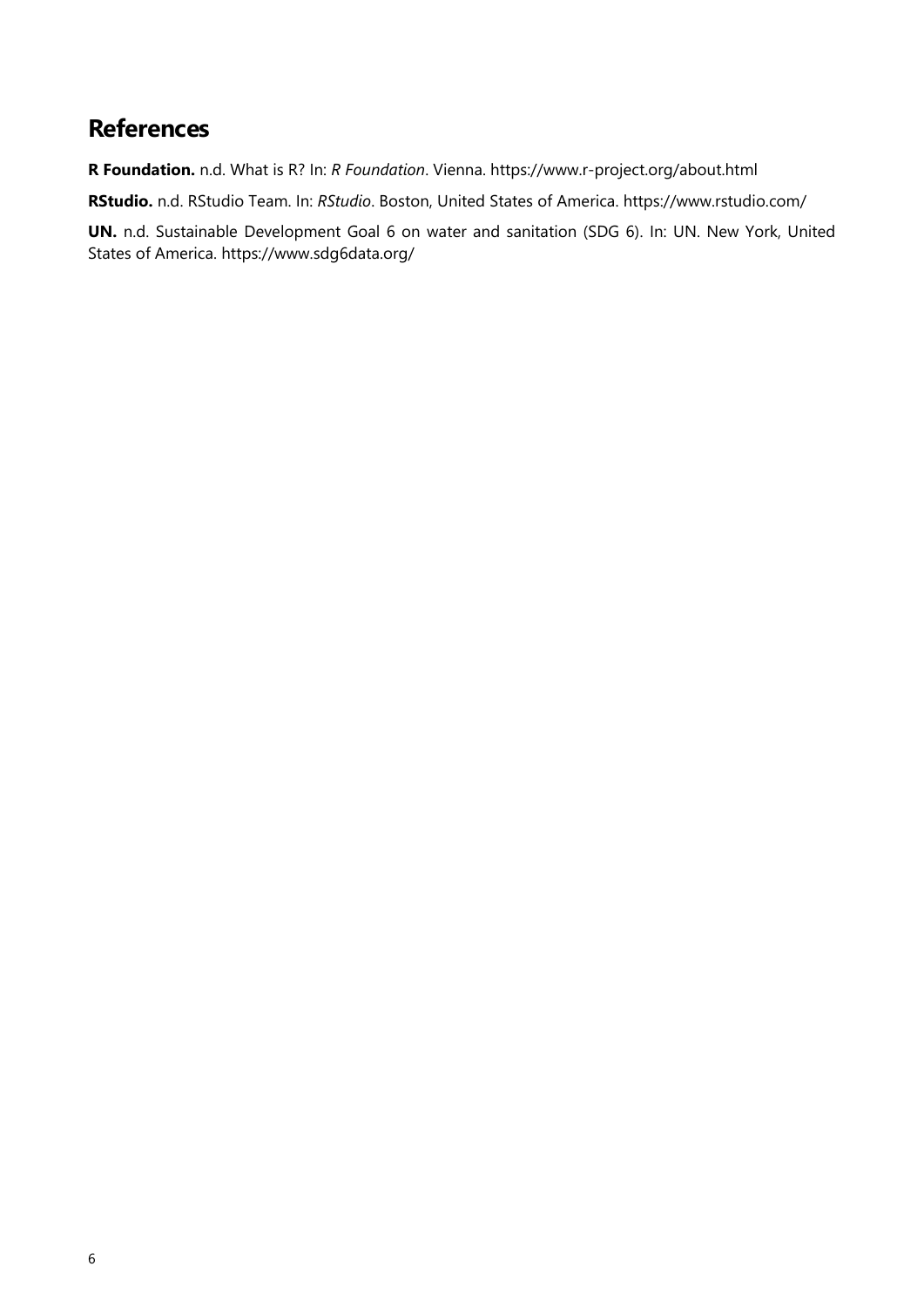## References

**R Foundation.** n.d. What is R? In: *R Foundation*. Vienna. https://www.r-project.org/about.html

**RStudio.** n.d. RStudio Team. In: *RStudio*. Boston, United States of America. https://www.rstudio.com/

**UN.** n.d. Sustainable Development Goal 6 on water and sanitation (SDG 6). In: UN. New York, United States of America. https://www.sdg6data.org/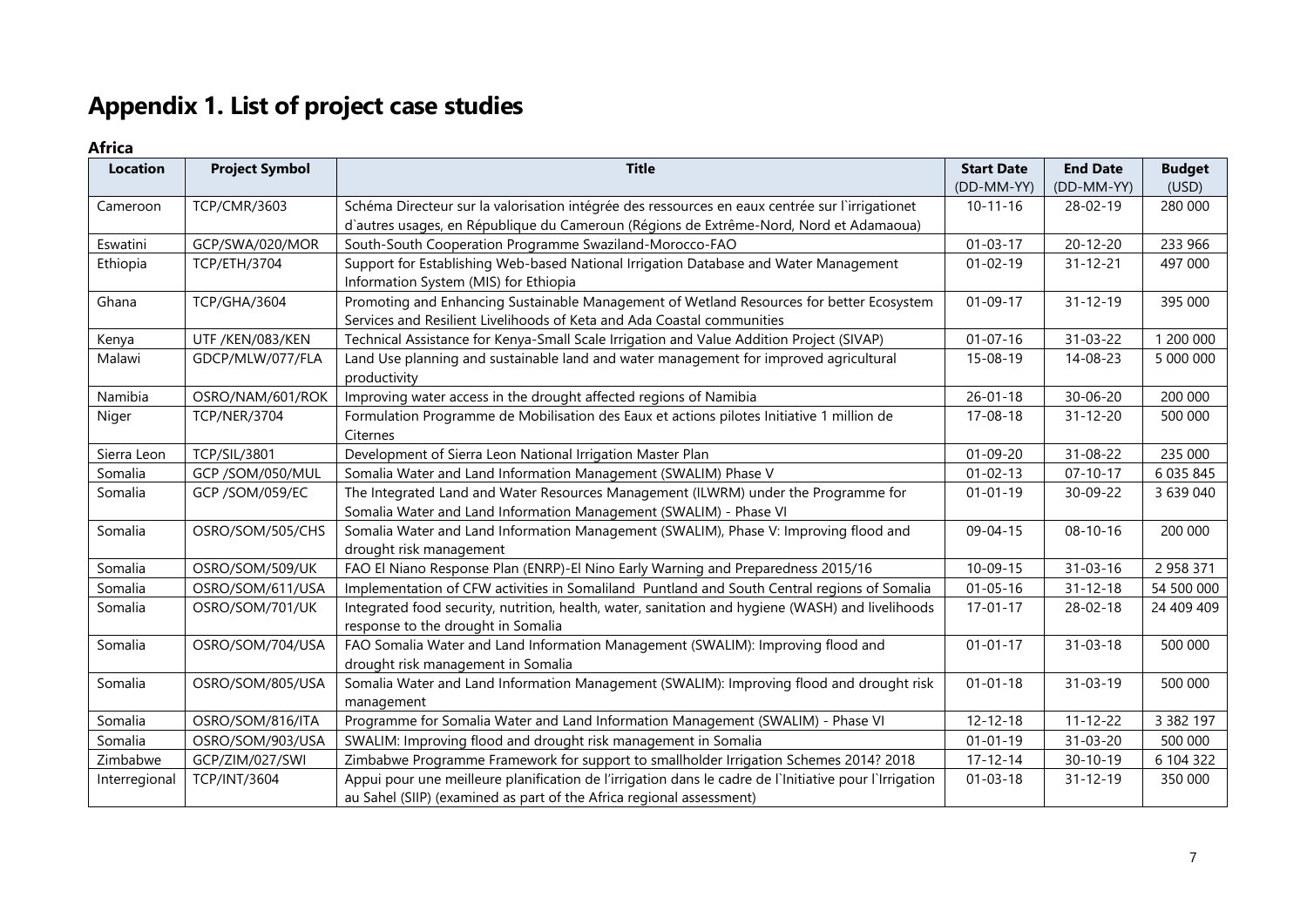# Appendix 1. List of project case studies

### Africa

| Location | Project Symbol | Title | Start Date (DD-MM-YY) | End Date (DD-MM-YY) | Budget (USD) |
|---|---|---|---|---|---|
| Cameroon | TCP/CMR/3603 | Schéma Directeur sur la valorisation intégrée des ressources en eaux centrée sur l`irrigationet d`autres usages, en République du Cameroun (Régions de Extrême-Nord, Nord et Adamaoua) | 10-11-16 | 28-02-19 | 280 000 |
| Eswatini | GCP/SWA/020/MOR | South-South Cooperation Programme Swaziland-Morocco-FAO | 01-03-17 | 20-12-20 | 233 966 |
| Ethiopia | TCP/ETH/3704 | Support for Establishing Web-based National Irrigation Database and Water Management Information System (MIS) for Ethiopia | 01-02-19 | 31-12-21 | 497 000 |
| Ghana | TCP/GHA/3604 | Promoting and Enhancing Sustainable Management of Wetland Resources for better Ecosystem Services and Resilient Livelihoods of Keta and Ada Coastal communities | 01-09-17 | 31-12-19 | 395 000 |
| Kenya | UTF /KEN/083/KEN | Technical Assistance for Kenya-Small Scale Irrigation and Value Addition Project (SIVAP) | 01-07-16 | 31-03-22 | 1 200 000 |
| Malawi | GDCP/MLW/077/FLA | Land Use planning and sustainable land and water management for improved agricultural productivity | 15-08-19 | 14-08-23 | 5 000 000 |
| Namibia | OSRO/NAM/601/ROK | Improving water access in the drought affected regions of Namibia | 26-01-18 | 30-06-20 | 200 000 |
| Niger | TCP/NER/3704 | Formulation Programme de Mobilisation des Eaux et actions pilotes Initiative 1 million de Citernes | 17-08-18 | 31-12-20 | 500 000 |
| Sierra Leon | TCP/SIL/3801 | Development of Sierra Leon National Irrigation Master Plan | 01-09-20 | 31-08-22 | 235 000 |
| Somalia | GCP /SOM/050/MUL | Somalia Water and Land Information Management (SWALIM) Phase V | 01-02-13 | 07-10-17 | 6 035 845 |
| Somalia | GCP /SOM/059/EC | The Integrated Land and Water Resources Management (ILWRM) under the Programme for Somalia Water and Land Information Management (SWALIM) - Phase VI | 01-01-19 | 30-09-22 | 3 639 040 |
| Somalia | OSRO/SOM/505/CHS | Somalia Water and Land Information Management (SWALIM), Phase V: Improving flood and drought risk management | 09-04-15 | 08-10-16 | 200 000 |
| Somalia | OSRO/SOM/509/UK | FAO El Niano Response Plan (ENRP)-El Nino Early Warning and Preparedness 2015/16 | 10-09-15 | 31-03-16 | 2 958 371 |
| Somalia | OSRO/SOM/611/USA | Implementation of CFW activities in Somaliland Puntland and South Central regions of Somalia | 01-05-16 | 31-12-18 | 54 500 000 |
| Somalia | OSRO/SOM/701/UK | Integrated food security, nutrition, health, water, sanitation and hygiene (WASH) and livelihoods response to the drought in Somalia | 17-01-17 | 28-02-18 | 24 409 409 |
| Somalia | OSRO/SOM/704/USA | FAO Somalia Water and Land Information Management (SWALIM): Improving flood and drought risk management in Somalia | 01-01-17 | 31-03-18 | 500 000 |
| Somalia | OSRO/SOM/805/USA | Somalia Water and Land Information Management (SWALIM): Improving flood and drought risk management | 01-01-18 | 31-03-19 | 500 000 |
| Somalia | OSRO/SOM/816/ITA | Programme for Somalia Water and Land Information Management (SWALIM) - Phase VI | 12-12-18 | 11-12-22 | 3 382 197 |
| Somalia | OSRO/SOM/903/USA | SWALIM: Improving flood and drought risk management in Somalia | 01-01-19 | 31-03-20 | 500 000 |
| Zimbabwe | GCP/ZIM/027/SWI | Zimbabwe Programme Framework for support to smallholder Irrigation Schemes 2014? 2018 | 17-12-14 | 30-10-19 | 6 104 322 |
| Interregional | TCP/INT/3604 | Appui pour une meilleure planification de l'irrigation dans le cadre de l`Initiative pour l`Irrigation au Sahel (SIIP) (examined as part of the Africa regional assessment) | 01-03-18 | 31-12-19 | 350 000 |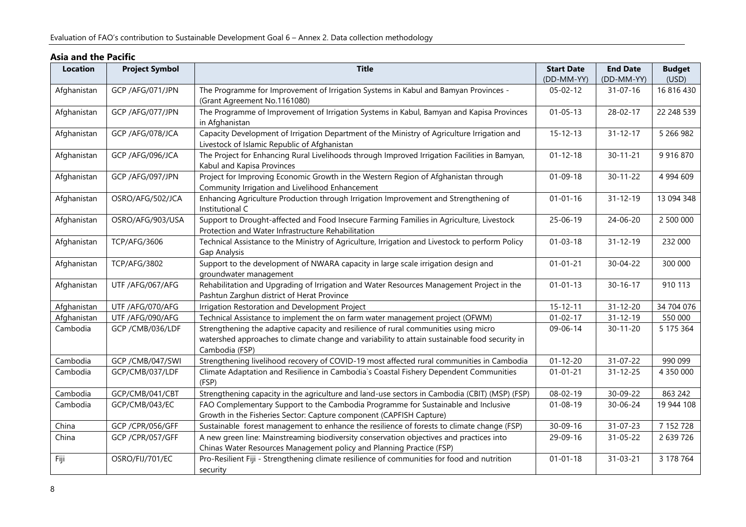## Asia and the Pacific

| Location | Project Symbol | Title | Start Date (DD-MM-YY) | End Date (DD-MM-YY) | Budget (USD) |
|---|---|---|---|---|---|
| Afghanistan | GCP /AFG/071/JPN | The Programme for Improvement of Irrigation Systems in Kabul and Bamyan Provinces - (Grant Agreement No.1161080) | 05-02-12 | 31-07-16 | 16 816 430 |
| Afghanistan | GCP /AFG/077/JPN | The Programme of Improvement of Irrigation Systems in Kabul, Bamyan and Kapisa Provinces in Afghanistan | 01-05-13 | 28-02-17 | 22 248 539 |
| Afghanistan | GCP /AFG/078/JCA | Capacity Development of Irrigation Department of the Ministry of Agriculture Irrigation and Livestock of Islamic Republic of Afghanistan | 15-12-13 | 31-12-17 | 5 266 982 |
| Afghanistan | GCP /AFG/096/JCA | The Project for Enhancing Rural Livelihoods through Improved Irrigation Facilities in Bamyan, Kabul and Kapisa Provinces | 01-12-18 | 30-11-21 | 9 916 870 |
| Afghanistan | GCP /AFG/097/JPN | Project for Improving Economic Growth in the Western Region of Afghanistan through Community Irrigation and Livelihood Enhancement | 01-09-18 | 30-11-22 | 4 994 609 |
| Afghanistan | OSRO/AFG/502/JCA | Enhancing Agriculture Production through Irrigation Improvement and Strengthening of Institutional C | 01-01-16 | 31-12-19 | 13 094 348 |
| Afghanistan | OSRO/AFG/903/USA | Support to Drought-affected and Food Insecure Farming Families in Agriculture, Livestock Protection and Water Infrastructure Rehabilitation | 25-06-19 | 24-06-20 | 2 500 000 |
| Afghanistan | TCP/AFG/3606 | Technical Assistance to the Ministry of Agriculture, Irrigation and Livestock to perform Policy Gap Analysis | 01-03-18 | 31-12-19 | 232 000 |
| Afghanistan | TCP/AFG/3802 | Support to the development of NWARA capacity in large scale irrigation design and groundwater management | 01-01-21 | 30-04-22 | 300 000 |
| Afghanistan | UTF /AFG/067/AFG | Rehabilitation and Upgrading of Irrigation and Water Resources Management Project in the Pashtun Zarghun district of Herat Province | 01-01-13 | 30-16-17 | 910 113 |
| Afghanistan | UTF /AFG/070/AFG | Irrigation Restoration and Development Project | 15-12-11 | 31-12-20 | 34 704 076 |
| Afghanistan | UTF /AFG/090/AFG | Technical Assistance to implement the on farm water management project (OFWM) | 01-02-17 | 31-12-19 | 550 000 |
| Cambodia | GCP /CMB/036/LDF | Strengthening the adaptive capacity and resilience of rural communities using micro watershed approaches to climate change and variability to attain sustainable food security in Cambodia (FSP) | 09-06-14 | 30-11-20 | 5 175 364 |
| Cambodia | GCP /CMB/047/SWI | Strengthening livelihood recovery of COVID-19 most affected rural communities in Cambodia | 01-12-20 | 31-07-22 | 990 099 |
| Cambodia | GCP/CMB/037/LDF | Climate Adaptation and Resilience in Cambodia`s Coastal Fishery Dependent Communities (FSP) | 01-01-21 | 31-12-25 | 4 350 000 |
| Cambodia | GCP/CMB/041/CBT | Strengthening capacity in the agriculture and land-use sectors in Cambodia (CBIT) (MSP) (FSP) | 08-02-19 | 30-09-22 | 863 242 |
| Cambodia | GCP/CMB/043/EC | FAO Complementary Support to the Cambodia Programme for Sustainable and Inclusive Growth in the Fisheries Sector: Capture component (CAPFISH Capture) | 01-08-19 | 30-06-24 | 19 944 108 |
| China | GCP /CPR/056/GFF | Sustainable forest management to enhance the resilience of forests to climate change (FSP) | 30-09-16 | 31-07-23 | 7 152 728 |
| China | GCP /CPR/057/GFF | A new green line: Mainstreaming biodiversity conservation objectives and practices into Chinas Water Resources Management policy and Planning Practice (FSP) | 29-09-16 | 31-05-22 | 2 639 726 |
| Fiji | OSRO/FIJ/701/EC | Pro-Resilient Fiji - Strengthening climate resilience of communities for food and nutrition security | 01-01-18 | 31-03-21 | 3 178 764 |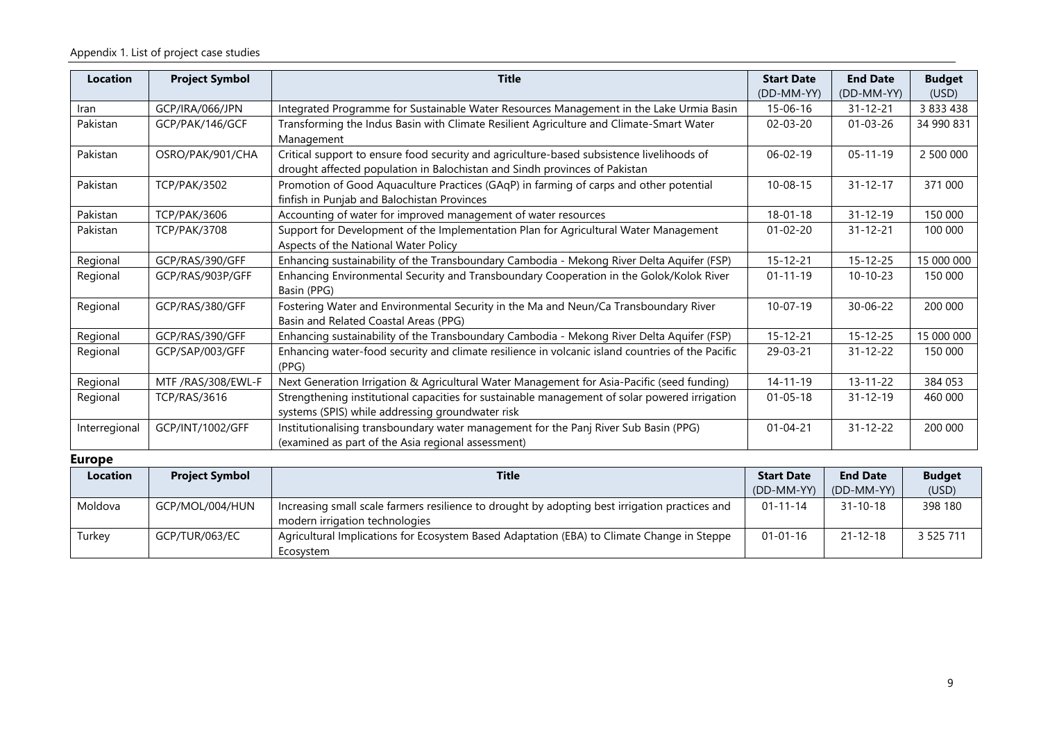Appendix 1. List of project case studies

| Location | Project Symbol | Title | Start Date (DD-MM-YY) | End Date (DD-MM-YY) | Budget (USD) |
|---|---|---|---|---|---|
| Iran | GCP/IRA/066/JPN | Integrated Programme for Sustainable Water Resources Management in the Lake Urmia Basin | 15-06-16 | 31-12-21 | 3 833 438 |
| Pakistan | GCP/PAK/146/GCF | Transforming the Indus Basin with Climate Resilient Agriculture and Climate-Smart Water Management | 02-03-20 | 01-03-26 | 34 990 831 |
| Pakistan | OSRO/PAK/901/CHA | Critical support to ensure food security and agriculture-based subsistence livelihoods of drought affected population in Balochistan and Sindh provinces of Pakistan | 06-02-19 | 05-11-19 | 2 500 000 |
| Pakistan | TCP/PAK/3502 | Promotion of Good Aquaculture Practices (GAqP) in farming of carps and other potential finfish in Punjab and Balochistan Provinces | 10-08-15 | 31-12-17 | 371 000 |
| Pakistan | TCP/PAK/3606 | Accounting of water for improved management of water resources | 18-01-18 | 31-12-19 | 150 000 |
| Pakistan | TCP/PAK/3708 | Support for Development of the Implementation Plan for Agricultural Water Management Aspects of the National Water Policy | 01-02-20 | 31-12-21 | 100 000 |
| Regional | GCP/RAS/390/GFF | Enhancing sustainability of the Transboundary Cambodia - Mekong River Delta Aquifer (FSP) | 15-12-21 | 15-12-25 | 15 000 000 |
| Regional | GCP/RAS/903P/GFF | Enhancing Environmental Security and Transboundary Cooperation in the Golok/Kolok River Basin (PPG) | 01-11-19 | 10-10-23 | 150 000 |
| Regional | GCP/RAS/380/GFF | Fostering Water and Environmental Security in the Ma and Neun/Ca Transboundary River Basin and Related Coastal Areas (PPG) | 10-07-19 | 30-06-22 | 200 000 |
| Regional | GCP/RAS/390/GFF | Enhancing sustainability of the Transboundary Cambodia - Mekong River Delta Aquifer (FSP) | 15-12-21 | 15-12-25 | 15 000 000 |
| Regional | GCP/SAP/003/GFF | Enhancing water-food security and climate resilience in volcanic island countries of the Pacific (PPG) | 29-03-21 | 31-12-22 | 150 000 |
| Regional | MTF /RAS/308/EWL-F | Next Generation Irrigation & Agricultural Water Management for Asia-Pacific (seed funding) | 14-11-19 | 13-11-22 | 384 053 |
| Regional | TCP/RAS/3616 | Strengthening institutional capacities for sustainable management of solar powered irrigation systems (SPIS) while addressing groundwater risk | 01-05-18 | 31-12-19 | 460 000 |
| Interregional | GCP/INT/1002/GFF | Institutionalising transboundary water management for the Panj River Sub Basin (PPG) (examined as part of the Asia regional assessment) | 01-04-21 | 31-12-22 | 200 000 |

**Europe**

| Location | Project Symbol | Title | Start Date (DD-MM-YY) | End Date (DD-MM-YY) | Budget (USD) |
|---|---|---|---|---|---|
| Moldova | GCP/MOL/004/HUN | Increasing small scale farmers resilience to drought by adopting best irrigation practices and modern irrigation technologies | 01-11-14 | 31-10-18 | 398 180 |
| Turkey | GCP/TUR/063/EC | Agricultural Implications for Ecosystem Based Adaptation (EBA) to Climate Change in Steppe Ecosystem | 01-01-16 | 21-12-18 | 3 525 711 |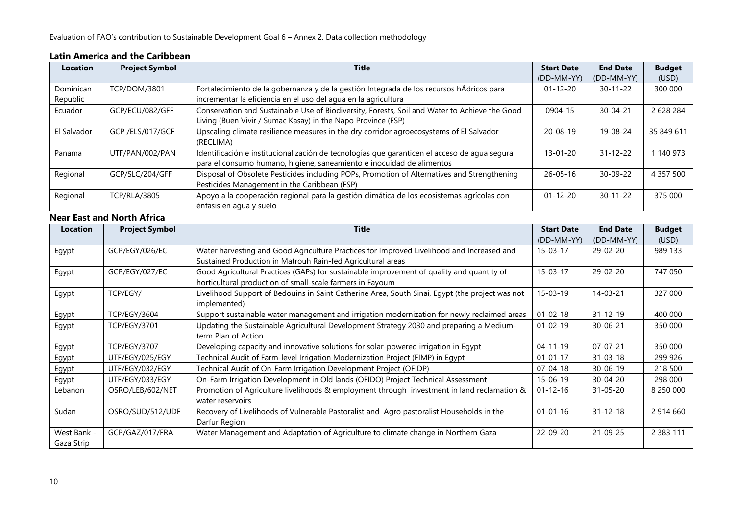**Latin America and the Caribbean**

| Location | Project Symbol | Title | Start Date (DD-MM-YY) | End Date (DD-MM-YY) | Budget (USD) |
|---|---|---|---|---|---|
| Dominican Republic | TCP/DOM/3801 | Fortalecimiento de la gobernanza y de la gestión Integrada de los recursos hÃdricos para incrementar la eficiencia en el uso del agua en la agricultura | 01-12-20 | 30-11-22 | 300 000 |
| Ecuador | GCP/ECU/082/GFF | Conservation and Sustainable Use of Biodiversity, Forests, Soil and Water to Achieve the Good Living (Buen Vivir / Sumac Kasay) in the Napo Province (FSP) | 0904-15 | 30-04-21 | 2 628 284 |
| El Salvador | GCP /ELS/017/GCF | Upscaling climate resilience measures in the dry corridor agroecosystems of El Salvador (RECLIMA) | 20-08-19 | 19-08-24 | 35 849 611 |
| Panama | UTF/PAN/002/PAN | Identificación e institucionalización de tecnologías que garanticen el acceso de agua segura para el consumo humano, higiene, saneamiento e inocuidad de alimentos | 13-01-20 | 31-12-22 | 1 140 973 |
| Regional | GCP/SLC/204/GFF | Disposal of Obsolete Pesticides including POPs, Promotion of Alternatives and Strengthening Pesticides Management in the Caribbean (FSP) | 26-05-16 | 30-09-22 | 4 357 500 |
| Regional | TCP/RLA/3805 | Apoyo a la cooperación regional para la gestión climática de los ecosistemas agrícolas con énfasis en agua y suelo | 01-12-20 | 30-11-22 | 375 000 |

**Near East and North Africa**

| Location | Project Symbol | Title | Start Date (DD-MM-YY) | End Date (DD-MM-YY) | Budget (USD) |
|---|---|---|---|---|---|
| Egypt | GCP/EGY/026/EC | Water harvesting and Good Agriculture Practices for Improved Livelihood and Increased and Sustained Production in Matrouh Rain-fed Agricultural areas | 15-03-17 | 29-02-20 | 989 133 |
| Egypt | GCP/EGY/027/EC | Good Agricultural Practices (GAPs) for sustainable improvement of quality and quantity of horticultural production of small-scale farmers in Fayoum | 15-03-17 | 29-02-20 | 747 050 |
| Egypt | TCP/EGY/ | Livelihood Support of Bedouins in Saint Catherine Area, South Sinai, Egypt (the project was not implemented) | 15-03-19 | 14-03-21 | 327 000 |
| Egypt | TCP/EGY/3604 | Support sustainable water management and irrigation modernization for newly reclaimed areas | 01-02-18 | 31-12-19 | 400 000 |
| Egypt | TCP/EGY/3701 | Updating the Sustainable Agricultural Development Strategy 2030 and preparing a Medium-term Plan of Action | 01-02-19 | 30-06-21 | 350 000 |
| Egypt | TCP/EGY/3707 | Developing capacity and innovative solutions for solar-powered irrigation in Egypt | 04-11-19 | 07-07-21 | 350 000 |
| Egypt | UTF/EGY/025/EGY | Technical Audit of Farm-level Irrigation Modernization Project (FIMP) in Egypt | 01-01-17 | 31-03-18 | 299 926 |
| Egypt | UTF/EGY/032/EGY | Technical Audit of On-Farm Irrigation Development Project (OFIDP) | 07-04-18 | 30-06-19 | 218 500 |
| Egypt | UTF/EGY/033/EGY | On-Farm Irrigation Development in Old lands (OFIDO) Project Technical Assessment | 15-06-19 | 30-04-20 | 298 000 |
| Lebanon | OSRO/LEB/602/NET | Promotion of Agriculture livelihoods & employment through investment in land reclamation & water reservoirs | 01-12-16 | 31-05-20 | 8 250 000 |
| Sudan | OSRO/SUD/512/UDF | Recovery of Livelihoods of Vulnerable Pastoralist and Agro pastoralist Households in the Darfur Region | 01-01-16 | 31-12-18 | 2 914 660 |
| West Bank - Gaza Strip | GCP/GAZ/017/FRA | Water Management and Adaptation of Agriculture to climate change in Northern Gaza | 22-09-20 | 21-09-25 | 2 383 111 |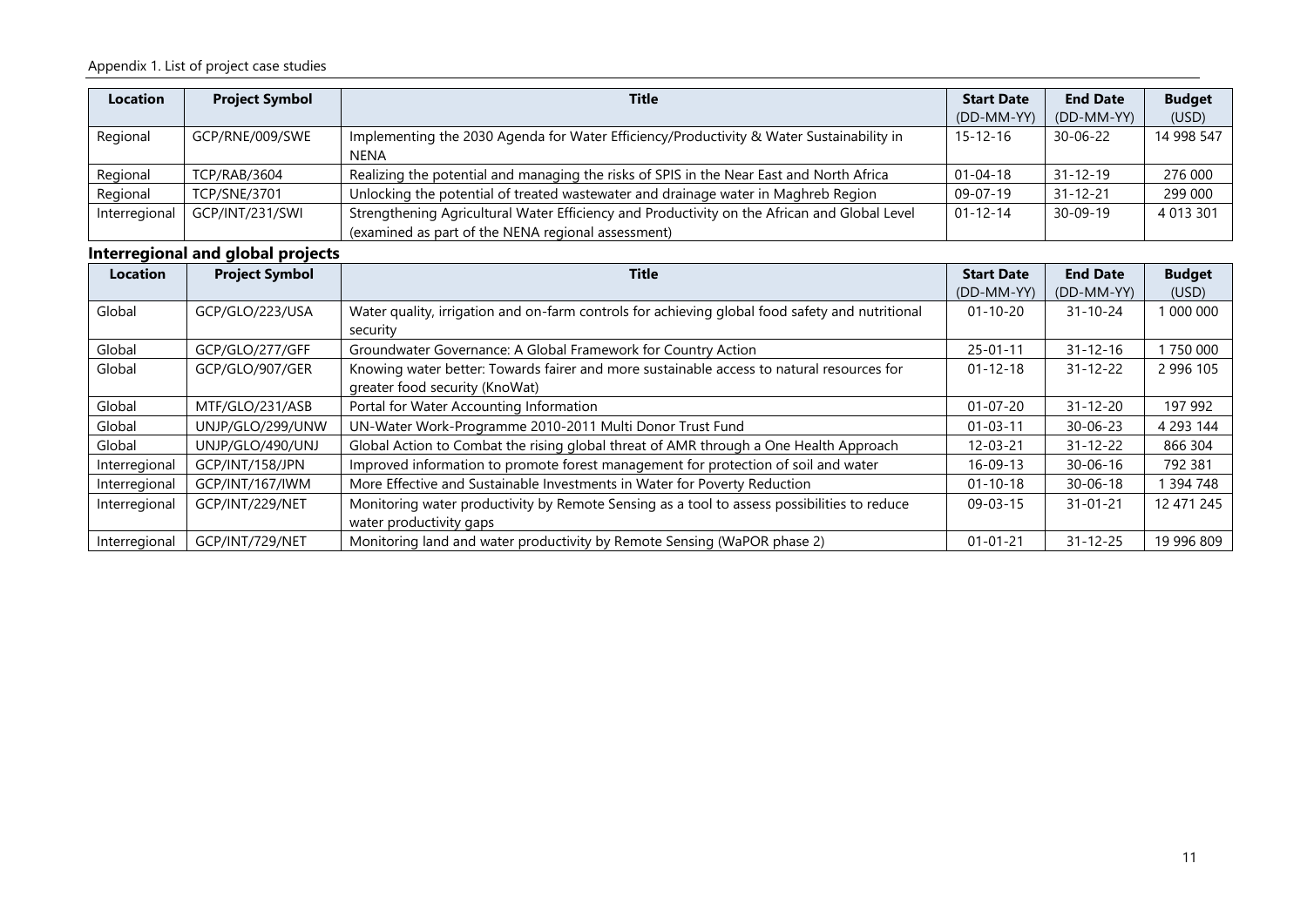Appendix 1. List of project case studies

| Location | Project Symbol | Title | Start Date (DD-MM-YY) | End Date (DD-MM-YY) | Budget (USD) |
|---|---|---|---|---|---|
| Regional | GCP/RNE/009/SWE | Implementing the 2030 Agenda for Water Efficiency/Productivity & Water Sustainability in NENA | 15-12-16 | 30-06-22 | 14 998 547 |
| Regional | TCP/RAB/3604 | Realizing the potential and managing the risks of SPIS in the Near East and North Africa | 01-04-18 | 31-12-19 | 276 000 |
| Regional | TCP/SNE/3701 | Unlocking the potential of treated wastewater and drainage water in Maghreb Region | 09-07-19 | 31-12-21 | 299 000 |
| Interregional | GCP/INT/231/SWI | Strengthening Agricultural Water Efficiency and Productivity on the African and Global Level (examined as part of the NENA regional assessment) | 01-12-14 | 30-09-19 | 4 013 301 |

## Interregional and global projects

| Location | Project Symbol | Title | Start Date (DD-MM-YY) | End Date (DD-MM-YY) | Budget (USD) |
|---|---|---|---|---|---|
| Global | GCP/GLO/223/USA | Water quality, irrigation and on-farm controls for achieving global food safety and nutritional security | 01-10-20 | 31-10-24 | 1 000 000 |
| Global | GCP/GLO/277/GFF | Groundwater Governance: A Global Framework for Country Action | 25-01-11 | 31-12-16 | 1 750 000 |
| Global | GCP/GLO/907/GER | Knowing water better: Towards fairer and more sustainable access to natural resources for greater food security (KnoWat) | 01-12-18 | 31-12-22 | 2 996 105 |
| Global | MTF/GLO/231/ASB | Portal for Water Accounting Information | 01-07-20 | 31-12-20 | 197 992 |
| Global | UNJP/GLO/299/UNW | UN-Water Work-Programme 2010-2011 Multi Donor Trust Fund | 01-03-11 | 30-06-23 | 4 293 144 |
| Global | UNJP/GLO/490/UNJ | Global Action to Combat the rising global threat of AMR through a One Health Approach | 12-03-21 | 31-12-22 | 866 304 |
| Interregional | GCP/INT/158/JPN | Improved information to promote forest management for protection of soil and water | 16-09-13 | 30-06-16 | 792 381 |
| Interregional | GCP/INT/167/IWM | More Effective and Sustainable Investments in Water for Poverty Reduction | 01-10-18 | 30-06-18 | 1 394 748 |
| Interregional | GCP/INT/229/NET | Monitoring water productivity by Remote Sensing as a tool to assess possibilities to reduce water productivity gaps | 09-03-15 | 31-01-21 | 12 471 245 |
| Interregional | GCP/INT/729/NET | Monitoring land and water productivity by Remote Sensing (WaPOR phase 2) | 01-01-21 | 31-12-25 | 19 996 809 |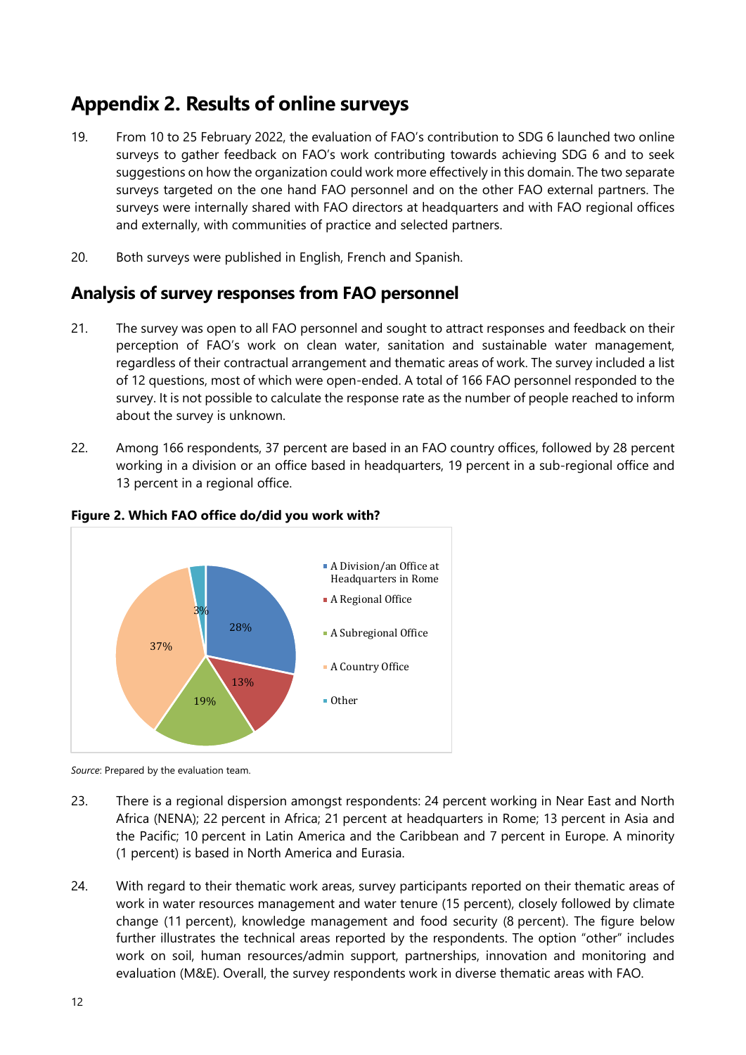# Appendix 2. Results of online surveys

19. From 10 to 25 February 2022, the evaluation of FAO's contribution to SDG 6 launched two online surveys to gather feedback on FAO's work contributing towards achieving SDG 6 and to seek suggestions on how the organization could work more effectively in this domain. The two separate surveys targeted on the one hand FAO personnel and on the other FAO external partners. The surveys were internally shared with FAO directors at headquarters and with FAO regional offices and externally, with communities of practice and selected partners.

20. Both surveys were published in English, French and Spanish.

## Analysis of survey responses from FAO personnel

21. The survey was open to all FAO personnel and sought to attract responses and feedback on their perception of FAO's work on clean water, sanitation and sustainable water management, regardless of their contractual arrangement and thematic areas of work. The survey included a list of 12 questions, most of which were open-ended. A total of 166 FAO personnel responded to the survey. It is not possible to calculate the response rate as the number of people reached to inform about the survey is unknown.

22. Among 166 respondents, 37 percent are based in an FAO country offices, followed by 28 percent working in a division or an office based in headquarters, 19 percent in a sub-regional office and 13 percent in a regional office.

**Figure 2. Which FAO office do/did you work with?**

| Office | Percentage |
|---|---|
| A Division/an Office at Headquarters in Rome | 28% |
| A Regional Office | 13% |
| A Subregional Office | 19% |
| A Country Office | 37% |
| Other | 3% |

*Source*: Prepared by the evaluation team.

23. There is a regional dispersion amongst respondents: 24 percent working in Near East and North Africa (NENA); 22 percent in Africa; 21 percent at headquarters in Rome; 13 percent in Asia and the Pacific; 10 percent in Latin America and the Caribbean and 7 percent in Europe. A minority (1 percent) is based in North America and Eurasia.

24. With regard to their thematic work areas, survey participants reported on their thematic areas of work in water resources management and water tenure (15 percent), closely followed by climate change (11 percent), knowledge management and food security (8 percent). The figure below further illustrates the technical areas reported by the respondents. The option "other" includes work on soil, human resources/admin support, partnerships, innovation and monitoring and evaluation (M&E). Overall, the survey respondents work in diverse thematic areas with FAO.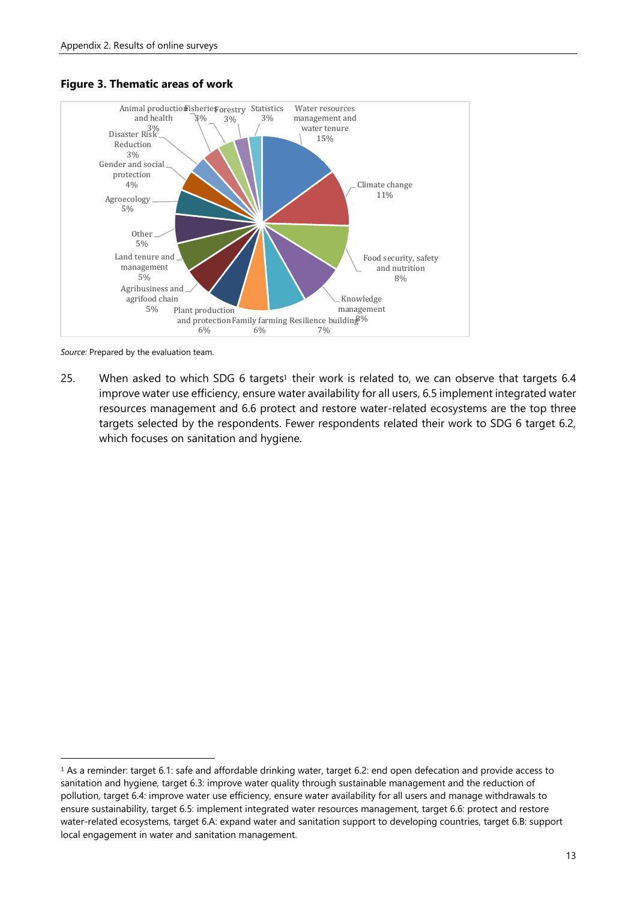**Figure 3. Thematic areas of work**

| Thematic area | Share |
|---|---|
| Water resources management and water tenure | 15% |
| Climate change | 11% |
| Food security, safety and nutrition | 8% |
| Knowledge management | 8% |
| Resilience building | 7% |
| Family farming | 6% |
| Plant production and protection | 6% |
| Agribusiness and agrifood chain | 5% |
| Land tenure and management | 5% |
| Other | 5% |
| Agroecology | 5% |
| Gender and social protection | 4% |
| Disaster Risk Reduction | 3% |
| Animal production and health | 3% |
| Fisheries | 3% |
| Forestry | 3% |
| Statistics | 3% |

*Source*: Prepared by the evaluation team.

25. When asked to which SDG 6 targets[1] their work is related to, we can observe that targets 6.4 improve water use efficiency, ensure water availability for all users, 6.5 implement integrated water resources management and 6.6 protect and restore water-related ecosystems are the top three targets selected by the respondents. Fewer respondents related their work to SDG 6 target 6.2, which focuses on sanitation and hygiene.

[1] As a reminder: target 6.1: safe and affordable drinking water, target 6.2: end open defecation and provide access to sanitation and hygiene, target 6.3: improve water quality through sustainable management and the reduction of pollution, target 6.4: improve water use efficiency, ensure water availability for all users and manage withdrawals to ensure sustainability, target 6.5: implement integrated water resources management, target 6.6: protect and restore water-related ecosystems, target 6.A: expand water and sanitation support to developing countries, target 6.B: support local engagement in water and sanitation management.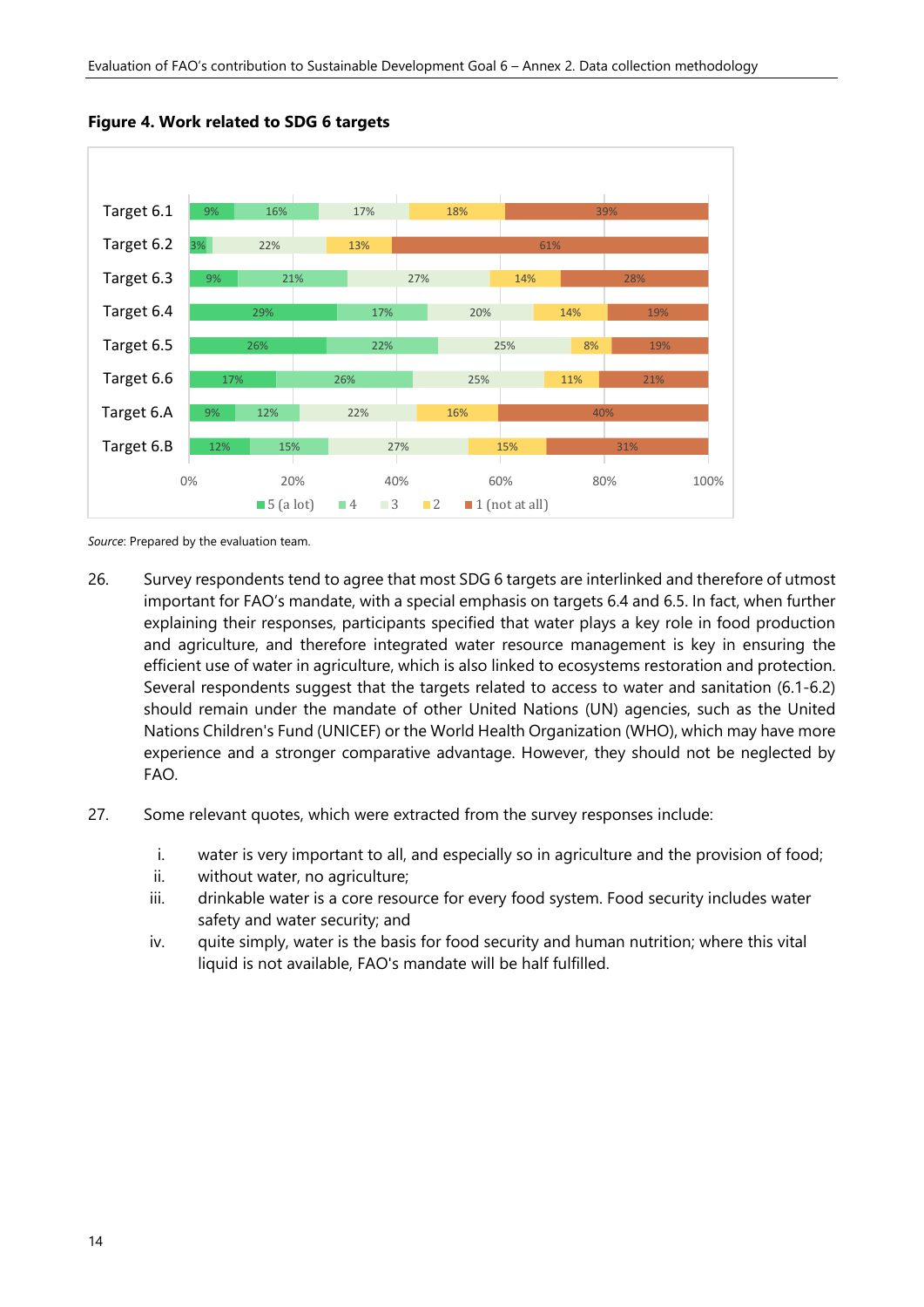**Figure 4. Work related to SDG 6 targets**

| | 5 (a lot) | 4 | 3 | 2 | 1 (not at all) |
|---|---|---|---|---|---|
| Target 6.1 | 9% | 16% | 17% | 18% | 39% |
| Target 6.2 | 3% | | 22% | 13% | 61% |
| Target 6.3 | 9% | 21% | 27% | 14% | 28% |
| Target 6.4 | 29% | 17% | 20% | 14% | 19% |
| Target 6.5 | 26% | 22% | 25% | 8% | 19% |
| Target 6.6 | 17% | 26% | 25% | 11% | 21% |
| Target 6.A | 9% | 12% | 22% | 16% | 40% |
| Target 6.B | 12% | 15% | 27% | 15% | 31% |

*Source*: Prepared by the evaluation team.

26. Survey respondents tend to agree that most SDG 6 targets are interlinked and therefore of utmost important for FAO's mandate, with a special emphasis on targets 6.4 and 6.5. In fact, when further explaining their responses, participants specified that water plays a key role in food production and agriculture, and therefore integrated water resource management is key in ensuring the efficient use of water in agriculture, which is also linked to ecosystems restoration and protection. Several respondents suggest that the targets related to access to water and sanitation (6.1-6.2) should remain under the mandate of other United Nations (UN) agencies, such as the United Nations Children's Fund (UNICEF) or the World Health Organization (WHO), which may have more experience and a stronger comparative advantage. However, they should not be neglected by FAO.

27. Some relevant quotes, which were extracted from the survey responses include:

    i. water is very important to all, and especially so in agriculture and the provision of food;
    ii. without water, no agriculture;
    iii. drinkable water is a core resource for every food system. Food security includes water safety and water security; and
    iv. quite simply, water is the basis for food security and human nutrition; where this vital liquid is not available, FAO's mandate will be half fulfilled.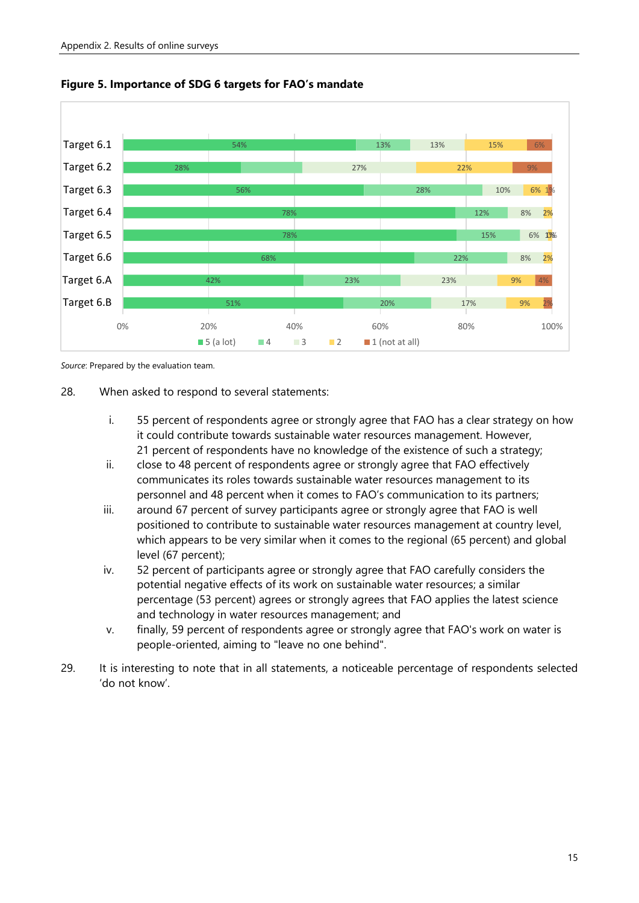**Figure 5. Importance of SDG 6 targets for FAO's mandate**

| | 5 (a lot) | 4 | 3 | 2 | 1 (not at all) |
|---|---|---|---|---|---|
| Target 6.1 | 54% | 13% | 13% | 15% | 6% |
| Target 6.2 | 28% | | 27% | 22% | 9% |
| Target 6.3 | 56% | 28% | 10% | 6% | 1% |
| Target 6.4 | 78% | 12% | 8% | 2% | |
| Target 6.5 | 78% | 15% | 6% | 1% | 1% |
| Target 6.6 | 68% | 22% | 8% | 2% | |
| Target 6.A | 42% | 23% | 23% | 9% | 4% |
| Target 6.B | 51% | 20% | 17% | 9% | 2% |

*Source*: Prepared by the evaluation team.

28. When asked to respond to several statements:

    i. 55 percent of respondents agree or strongly agree that FAO has a clear strategy on how it could contribute towards sustainable water resources management. However, 21 percent of respondents have no knowledge of the existence of such a strategy;

    ii. close to 48 percent of respondents agree or strongly agree that FAO effectively communicates its roles towards sustainable water resources management to its personnel and 48 percent when it comes to FAO's communication to its partners;

    iii. around 67 percent of survey participants agree or strongly agree that FAO is well positioned to contribute to sustainable water resources management at country level, which appears to be very similar when it comes to the regional (65 percent) and global level (67 percent);

    iv. 52 percent of participants agree or strongly agree that FAO carefully considers the potential negative effects of its work on sustainable water resources; a similar percentage (53 percent) agrees or strongly agrees that FAO applies the latest science and technology in water resources management; and

    v. finally, 59 percent of respondents agree or strongly agree that FAO's work on water is people-oriented, aiming to "leave no one behind".

29. It is interesting to note that in all statements, a noticeable percentage of respondents selected 'do not know'.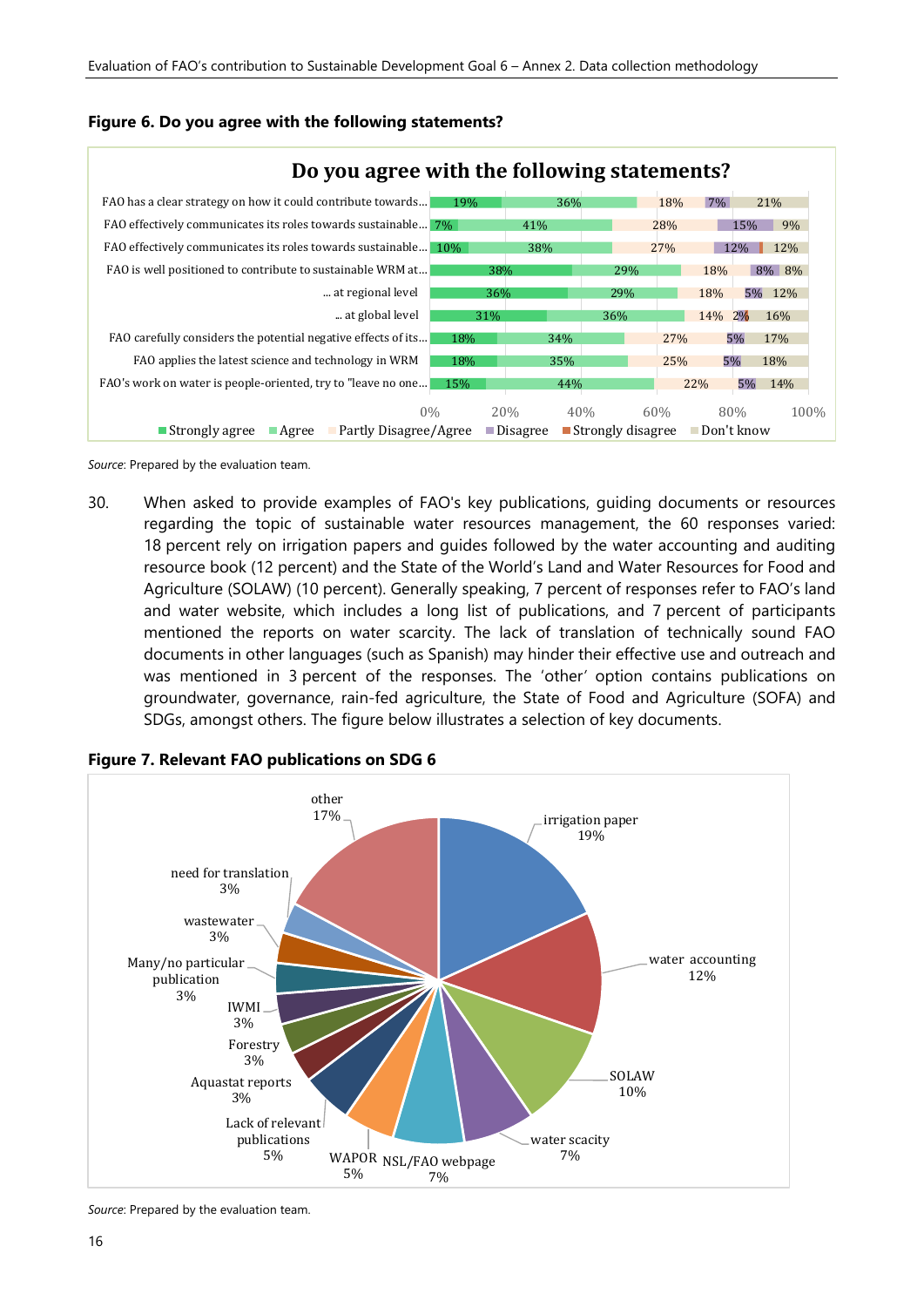**Figure 6. Do you agree with the following statements?**

| Statement | Strongly agree | Agree | Partly Disagree/Agree | Disagree | Strongly disagree | Don't know |
|---|---|---|---|---|---|---|
| FAO has a clear strategy on how it could contribute towards... | 19% | 36% | 18% | 7% | | 21% |
| FAO effectively communicates its roles towards sustainable... | 7% | 41% | 28% | 15% | | 9% |
| FAO effectively communicates its roles towards sustainable... | 10% | 38% | 27% | 12% | | 12% |
| FAO is well positioned to contribute to sustainable WRM at... | 38% | 29% | 18% | 8% | | 8% |
| ... at regional level | 36% | 29% | 18% | 5% | | 12% |
| ... at global level | 31% | 36% | 14% | 2% | | 16% |
| FAO carefully considers the potential negative effects of its... | 18% | 34% | 27% | 5% | | 17% |
| FAO applies the latest science and technology in WRM | 18% | 35% | 25% | 5% | | 18% |
| FAO's work on water is people-oriented, try to "leave no one... | 15% | 44% | 22% | 5% | | 14% |

*Source*: Prepared by the evaluation team.

30. When asked to provide examples of FAO's key publications, guiding documents or resources regarding the topic of sustainable water resources management, the 60 responses varied: 18 percent rely on irrigation papers and guides followed by the water accounting and auditing resource book (12 percent) and the State of the World's Land and Water Resources for Food and Agriculture (SOLAW) (10 percent). Generally speaking, 7 percent of responses refer to FAO's land and water website, which includes a long list of publications, and 7 percent of participants mentioned the reports on water scarcity. The lack of translation of technically sound FAO documents in other languages (such as Spanish) may hinder their effective use and outreach and was mentioned in 3 percent of the responses. The 'other' option contains publications on groundwater, governance, rain-fed agriculture, the State of Food and Agriculture (SOFA) and SDGs, amongst others. The figure below illustrates a selection of key documents.

**Figure 7. Relevant FAO publications on SDG 6**

| Publication | Share |
|---|---|
| irrigation paper | 19% |
| water accounting | 12% |
| SOLAW | 10% |
| water scacity | 7% |
| NSL/FAO webpage | 7% |
| WAPOR | 5% |
| Lack of relevant publications | 5% |
| Aquastat reports | 3% |
| Forestry | 3% |
| IWMI | 3% |
| Many/no particular publication | 3% |
| wastewater | 3% |
| need for translation | 3% |
| other | 17% |

*Source*: Prepared by the evaluation team.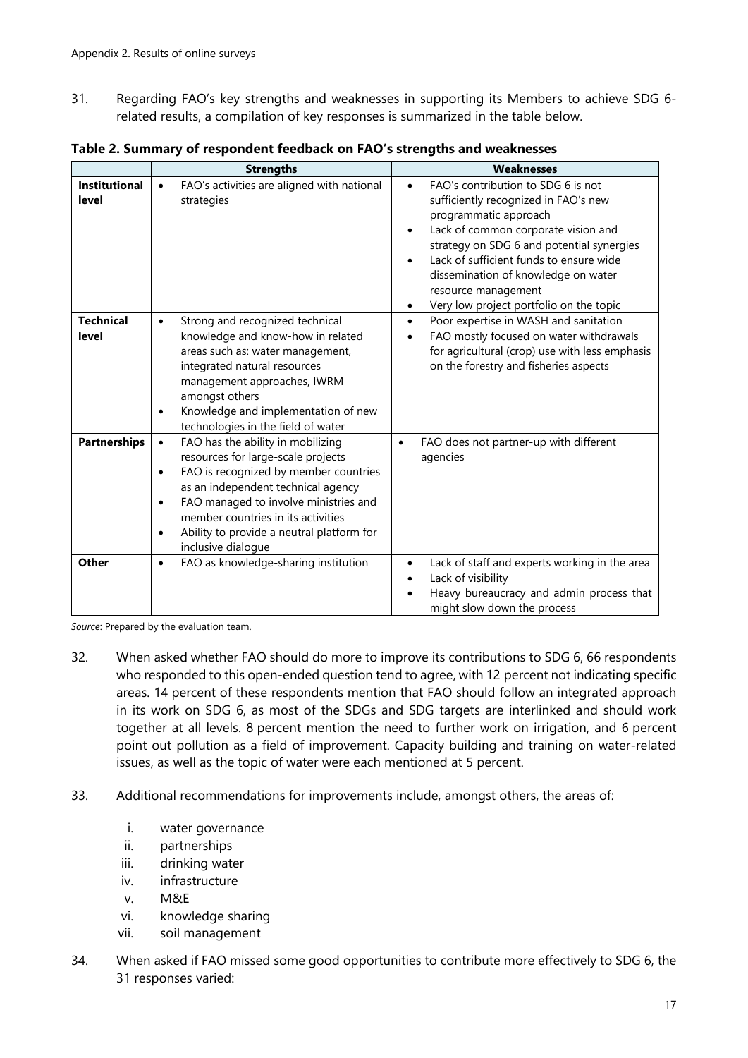31. Regarding FAO's key strengths and weaknesses in supporting its Members to achieve SDG 6-related results, a compilation of key responses is summarized in the table below.

**Table 2. Summary of respondent feedback on FAO's strengths and weaknesses**

| | **Strengths** | **Weaknesses** |
|---|---|---|
| **Institutional level** | • FAO's activities are aligned with national strategies | • FAO's contribution to SDG 6 is not sufficiently recognized in FAO's new programmatic approach<br>• Lack of common corporate vision and strategy on SDG 6 and potential synergies<br>• Lack of sufficient funds to ensure wide dissemination of knowledge on water resource management<br>• Very low project portfolio on the topic |
| **Technical level** | • Strong and recognized technical knowledge and know-how in related areas such as: water management, integrated natural resources management approaches, IWRM amongst others<br>• Knowledge and implementation of new technologies in the field of water | • Poor expertise in WASH and sanitation<br>• FAO mostly focused on water withdrawals for agricultural (crop) use with less emphasis on the forestry and fisheries aspects |
| **Partnerships** | • FAO has the ability in mobilizing resources for large-scale projects<br>• FAO is recognized by member countries as an independent technical agency<br>• FAO managed to involve ministries and member countries in its activities<br>• Ability to provide a neutral platform for inclusive dialogue | • FAO does not partner-up with different agencies |
| **Other** | • FAO as knowledge-sharing institution | • Lack of staff and experts working in the area<br>• Lack of visibility<br>• Heavy bureaucracy and admin process that might slow down the process |

*Source*: Prepared by the evaluation team.

32. When asked whether FAO should do more to improve its contributions to SDG 6, 66 respondents who responded to this open-ended question tend to agree, with 12 percent not indicating specific areas. 14 percent of these respondents mention that FAO should follow an integrated approach in its work on SDG 6, as most of the SDGs and SDG targets are interlinked and should work together at all levels. 8 percent mention the need to further work on irrigation, and 6 percent point out pollution as a field of improvement. Capacity building and training on water-related issues, as well as the topic of water were each mentioned at 5 percent.

33. Additional recommendations for improvements include, amongst others, the areas of:

i. water governance
ii. partnerships
iii. drinking water
iv. infrastructure
v. M&E
vi. knowledge sharing
vii. soil management

34. When asked if FAO missed some good opportunities to contribute more effectively to SDG 6, the 31 responses varied: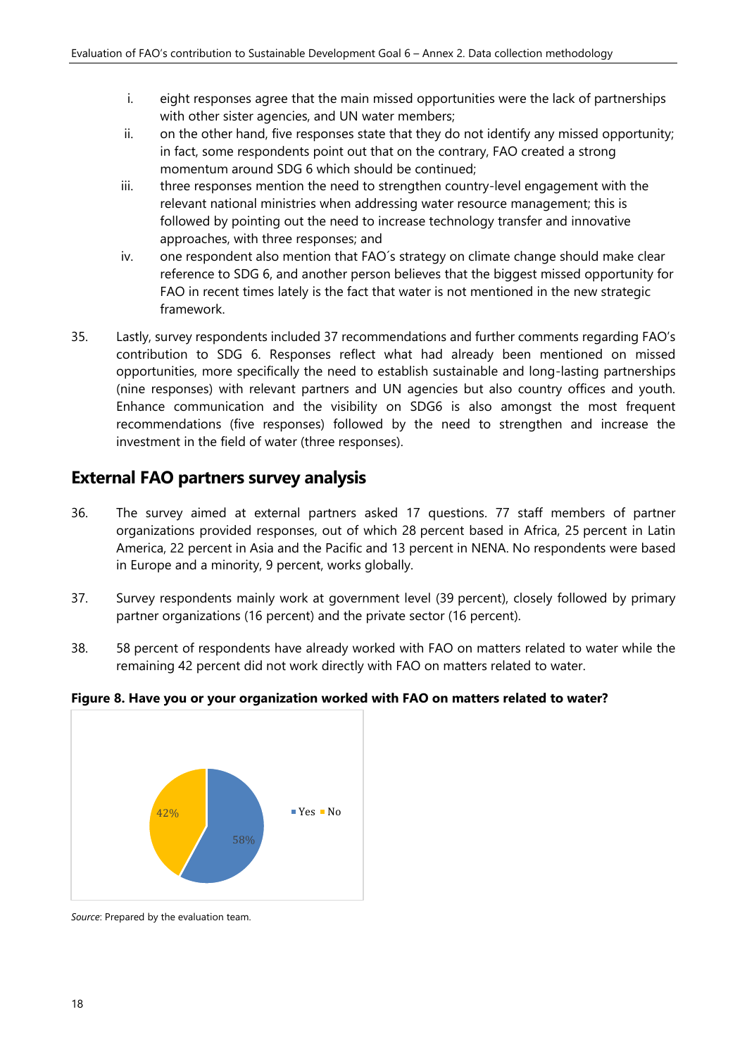i. eight responses agree that the main missed opportunities were the lack of partnerships with other sister agencies, and UN water members;
ii. on the other hand, five responses state that they do not identify any missed opportunity; in fact, some respondents point out that on the contrary, FAO created a strong momentum around SDG 6 which should be continued;
iii. three responses mention the need to strengthen country-level engagement with the relevant national ministries when addressing water resource management; this is followed by pointing out the need to increase technology transfer and innovative approaches, with three responses; and
iv. one respondent also mention that FAO´s strategy on climate change should make clear reference to SDG 6, and another person believes that the biggest missed opportunity for FAO in recent times lately is the fact that water is not mentioned in the new strategic framework.

35. Lastly, survey respondents included 37 recommendations and further comments regarding FAO's contribution to SDG 6. Responses reflect what had already been mentioned on missed opportunities, more specifically the need to establish sustainable and long-lasting partnerships (nine responses) with relevant partners and UN agencies but also country offices and youth. Enhance communication and the visibility on SDG6 is also amongst the most frequent recommendations (five responses) followed by the need to strengthen and increase the investment in the field of water (three responses).

## External FAO partners survey analysis

36. The survey aimed at external partners asked 17 questions. 77 staff members of partner organizations provided responses, out of which 28 percent based in Africa, 25 percent in Latin America, 22 percent in Asia and the Pacific and 13 percent in NENA. No respondents were based in Europe and a minority, 9 percent, works globally.

37. Survey respondents mainly work at government level (39 percent), closely followed by primary partner organizations (16 percent) and the private sector (16 percent).

38. 58 percent of respondents have already worked with FAO on matters related to water while the remaining 42 percent did not work directly with FAO on matters related to water.

**Figure 8. Have you or your organization worked with FAO on matters related to water?**

| | Percent |
|---|---|
| Yes | 58% |
| No | 42% |

*Source*: Prepared by the evaluation team.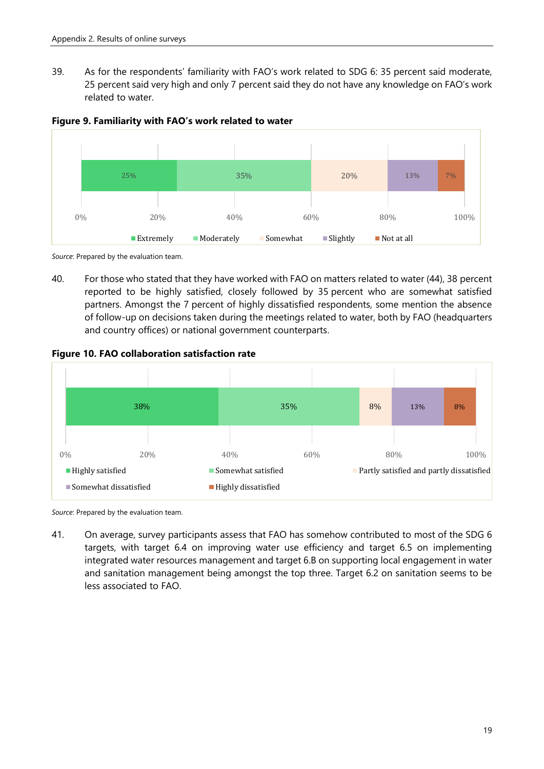39. As for the respondents' familiarity with FAO's work related to SDG 6: 35 percent said moderate, 25 percent said very high and only 7 percent said they do not have any knowledge on FAO's work related to water.

**Figure 9. Familiarity with FAO's work related to water**

| Extremely | Moderately | Somewhat | Slightly | Not at all |
|---|---|---|---|---|
| 25% | 35% | 20% | 13% | 7% |

*Source*: Prepared by the evaluation team.

40. For those who stated that they have worked with FAO on matters related to water (44), 38 percent reported to be highly satisfied, closely followed by 35 percent who are somewhat satisfied partners. Amongst the 7 percent of highly dissatisfied respondents, some mention the absence of follow-up on decisions taken during the meetings related to water, both by FAO (headquarters and country offices) or national government counterparts.

**Figure 10. FAO collaboration satisfaction rate**

| Highly satisfied | Somewhat satisfied | Partly satisfied and partly dissatisfied | Somewhat dissatisfied | Highly dissatisfied |
|---|---|---|---|---|
| 38% | 35% | 8% | 13% | 8% |

*Source*: Prepared by the evaluation team.

41. On average, survey participants assess that FAO has somehow contributed to most of the SDG 6 targets, with target 6.4 on improving water use efficiency and target 6.5 on implementing integrated water resources management and target 6.B on supporting local engagement in water and sanitation management being amongst the top three. Target 6.2 on sanitation seems to be less associated to FAO.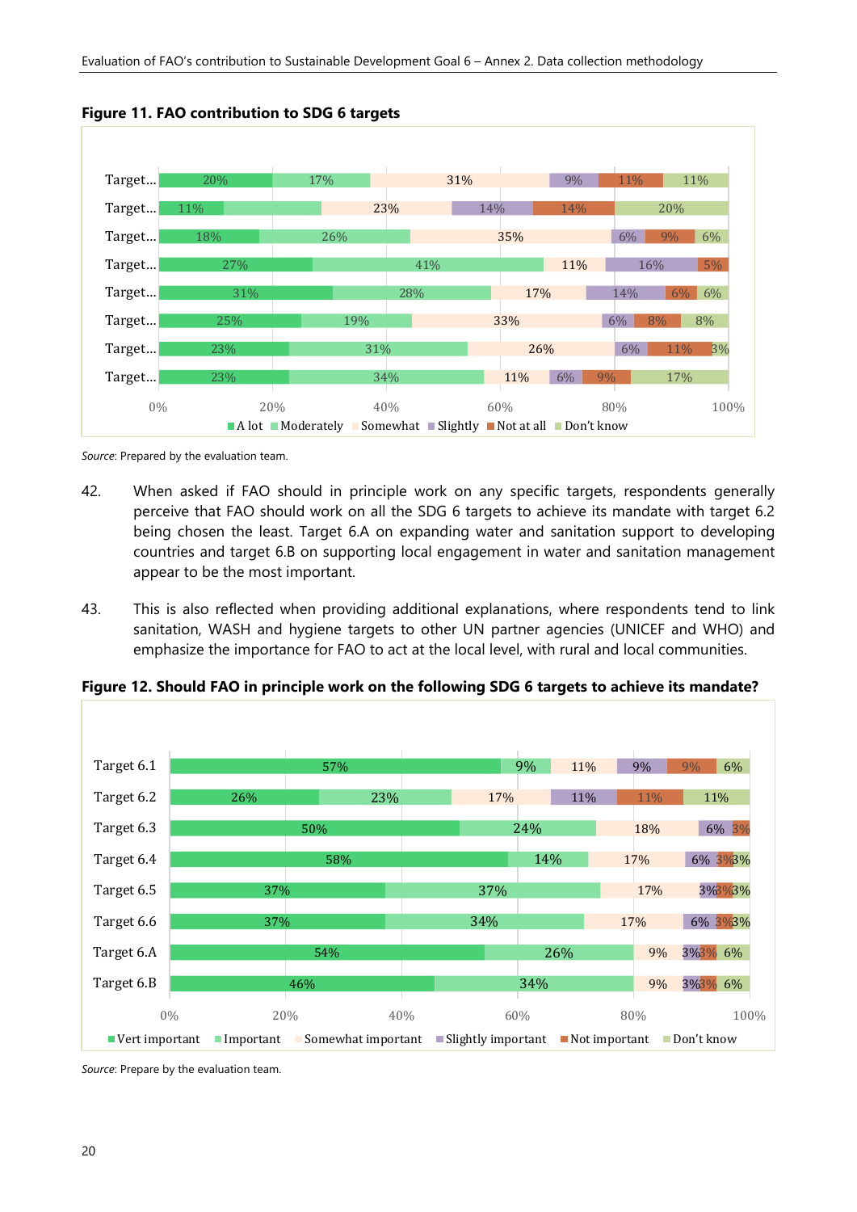**Figure 11. FAO contribution to SDG 6 targets**

| | A lot | Moderately | Somewhat | Slightly | Not at all | Don't know |
|---|---|---|---|---|---|---|
| Target... | 20% | 17% | 31% | 9% | 11% | 11% |
| Target... | 11% | | 23% | 14% | 14% | 20% |
| Target... | 18% | 26% | 35% | 6% | 9% | 6% |
| Target... | 27% | 41% | 11% | 16% | 5% | |
| Target... | 31% | 28% | 17% | 14% | 6% | 6% |
| Target... | 25% | 19% | 33% | 6% | 8% | 8% |
| Target... | 23% | 31% | 26% | 6% | 11% | 3% |
| Target... | 23% | 34% | 11% | 6% | 9% | 17% |

*Source*: Prepared by the evaluation team.

42. When asked if FAO should in principle work on any specific targets, respondents generally perceive that FAO should work on all the SDG 6 targets to achieve its mandate with target 6.2 being chosen the least. Target 6.A on expanding water and sanitation support to developing countries and target 6.B on supporting local engagement in water and sanitation management appear to be the most important.

43. This is also reflected when providing additional explanations, where respondents tend to link sanitation, WASH and hygiene targets to other UN partner agencies (UNICEF and WHO) and emphasize the importance for FAO to act at the local level, with rural and local communities.

**Figure 12. Should FAO in principle work on the following SDG 6 targets to achieve its mandate?**

| | Vert important | Important | Somewhat important | Slightly important | Not important | Don't know |
|---|---|---|---|---|---|---|
| Target 6.1 | 57% | 9% | 11% | 9% | 9% | 6% |
| Target 6.2 | 26% | 23% | 17% | 11% | 11% | 11% |
| Target 6.3 | 50% | 24% | 18% | 6% | 3% | |
| Target 6.4 | 58% | 14% | 17% | 6% | 3% | 3% |
| Target 6.5 | 37% | 37% | 17% | 3% | 3% | 3% |
| Target 6.6 | 37% | 34% | 17% | 6% | 3% | 3% |
| Target 6.A | 54% | 26% | 9% | 3% | 3% | 6% |
| Target 6.B | 46% | 34% | 9% | 3% | 3% | 6% |

*Source*: Prepare by the evaluation team.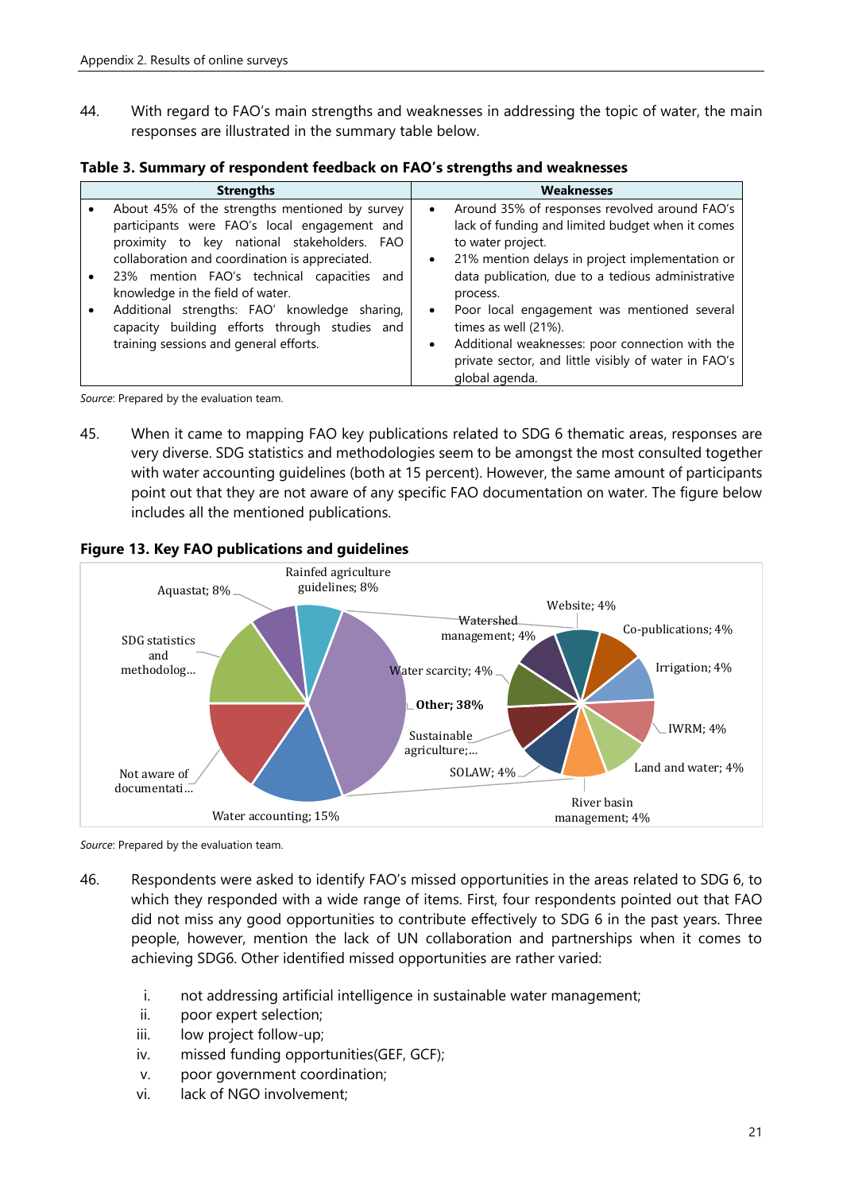44. With regard to FAO's main strengths and weaknesses in addressing the topic of water, the main responses are illustrated in the summary table below.

**Table 3. Summary of respondent feedback on FAO's strengths and weaknesses**

| Strengths | Weaknesses |
|---|---|
| • About 45% of the strengths mentioned by survey participants were FAO's local engagement and proximity to key national stakeholders. FAO collaboration and coordination is appreciated.<br>• 23% mention FAO's technical capacities and knowledge in the field of water.<br>• Additional strengths: FAO' knowledge sharing, capacity building efforts through studies and training sessions and general efforts. | • Around 35% of responses revolved around FAO's lack of funding and limited budget when it comes to water project.<br>• 21% mention delays in project implementation or data publication, due to a tedious administrative process.<br>• Poor local engagement was mentioned several times as well (21%).<br>• Additional weaknesses: poor connection with the private sector, and little visibly of water in FAO's global agenda. |

*Source*: Prepared by the evaluation team.

45. When it came to mapping FAO key publications related to SDG 6 thematic areas, responses are very diverse. SDG statistics and methodologies seem to be amongst the most consulted together with water accounting guidelines (both at 15 percent). However, the same amount of participants point out that they are not aware of any specific FAO documentation on water. The figure below includes all the mentioned publications.

**Figure 13. Key FAO publications and guidelines**

Aquastat; 8%
Rainfed agriculture guidelines; 8%
SDG statistics and methodolog...
Not aware of documentati...
Water accounting; 15%
Other; 38%
Watershed management; 4%
Website; 4%
Co-publications; 4%
Irrigation; 4%
Water scarcity; 4%
IWRM; 4%
Land and water; 4%
Sustainable agriculture;...
SOLAW; 4%
River basin management; 4%

*Source*: Prepared by the evaluation team.

46. Respondents were asked to identify FAO's missed opportunities in the areas related to SDG 6, to which they responded with a wide range of items. First, four respondents pointed out that FAO did not miss any good opportunities to contribute effectively to SDG 6 in the past years. Three people, however, mention the lack of UN collaboration and partnerships when it comes to achieving SDG6. Other identified missed opportunities are rather varied:

i. not addressing artificial intelligence in sustainable water management;
ii. poor expert selection;
iii. low project follow-up;
iv. missed funding opportunities(GEF, GCF);
v. poor government coordination;
vi. lack of NGO involvement;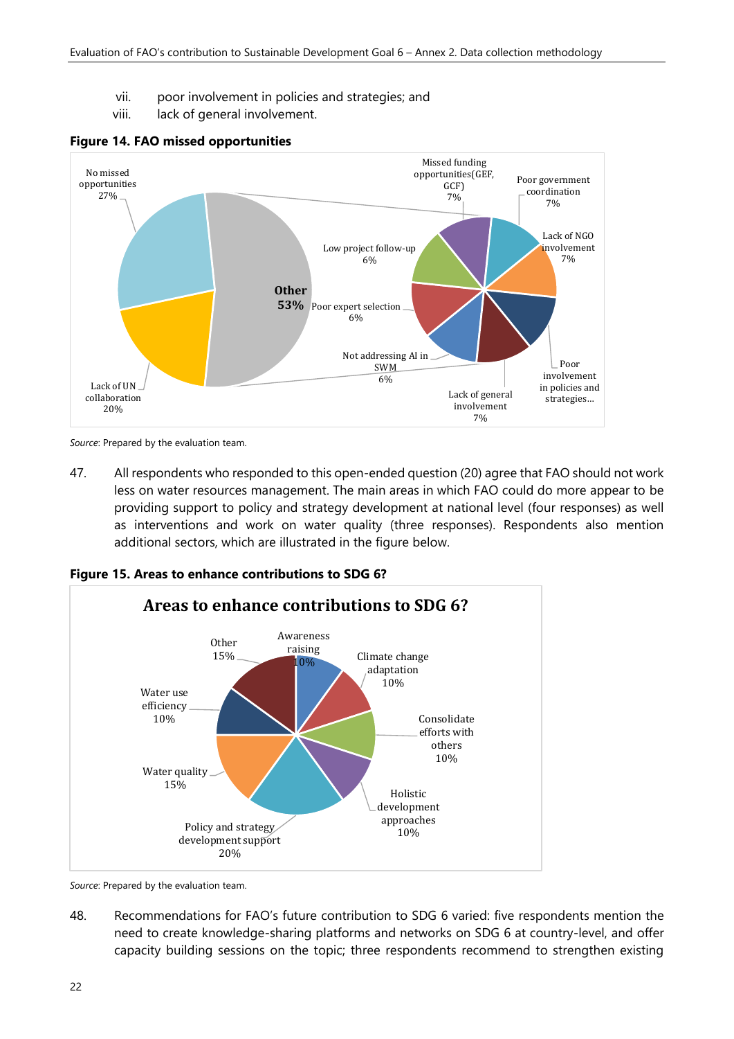vii. poor involvement in policies and strategies; and

viii. lack of general involvement.

**Figure 14. FAO missed opportunities**

No missed opportunities 27%

Lack of UN collaboration 20%

Other 53%

Missed funding opportunities(GEF, GCF) 7%

Poor government coordination 7%

Lack of NGO involvement 7%

Poor involvement in policies and strategies...

Lack of general involvement 7%

Not addressing AI in SWM 6%

Poor expert selection 6%

Low project follow-up 6%

*Source*: Prepared by the evaluation team.

47. All respondents who responded to this open-ended question (20) agree that FAO should not work less on water resources management. The main areas in which FAO could do more appear to be providing support to policy and strategy development at national level (four responses) as well as interventions and work on water quality (three responses). Respondents also mention additional sectors, which are illustrated in the figure below.

**Figure 15. Areas to enhance contributions to SDG 6?**

Areas to enhance contributions to SDG 6?

Awareness raising 10%

Climate change adaptation 10%

Consolidate efforts with others 10%

Holistic development approaches 10%

Policy and strategy development support 20%

Water quality 15%

Water use efficiency 10%

Other 15%

*Source*: Prepared by the evaluation team.

48. Recommendations for FAO's future contribution to SDG 6 varied: five respondents mention the need to create knowledge-sharing platforms and networks on SDG 6 at country-level, and offer capacity building sessions on the topic; three respondents recommend to strengthen existing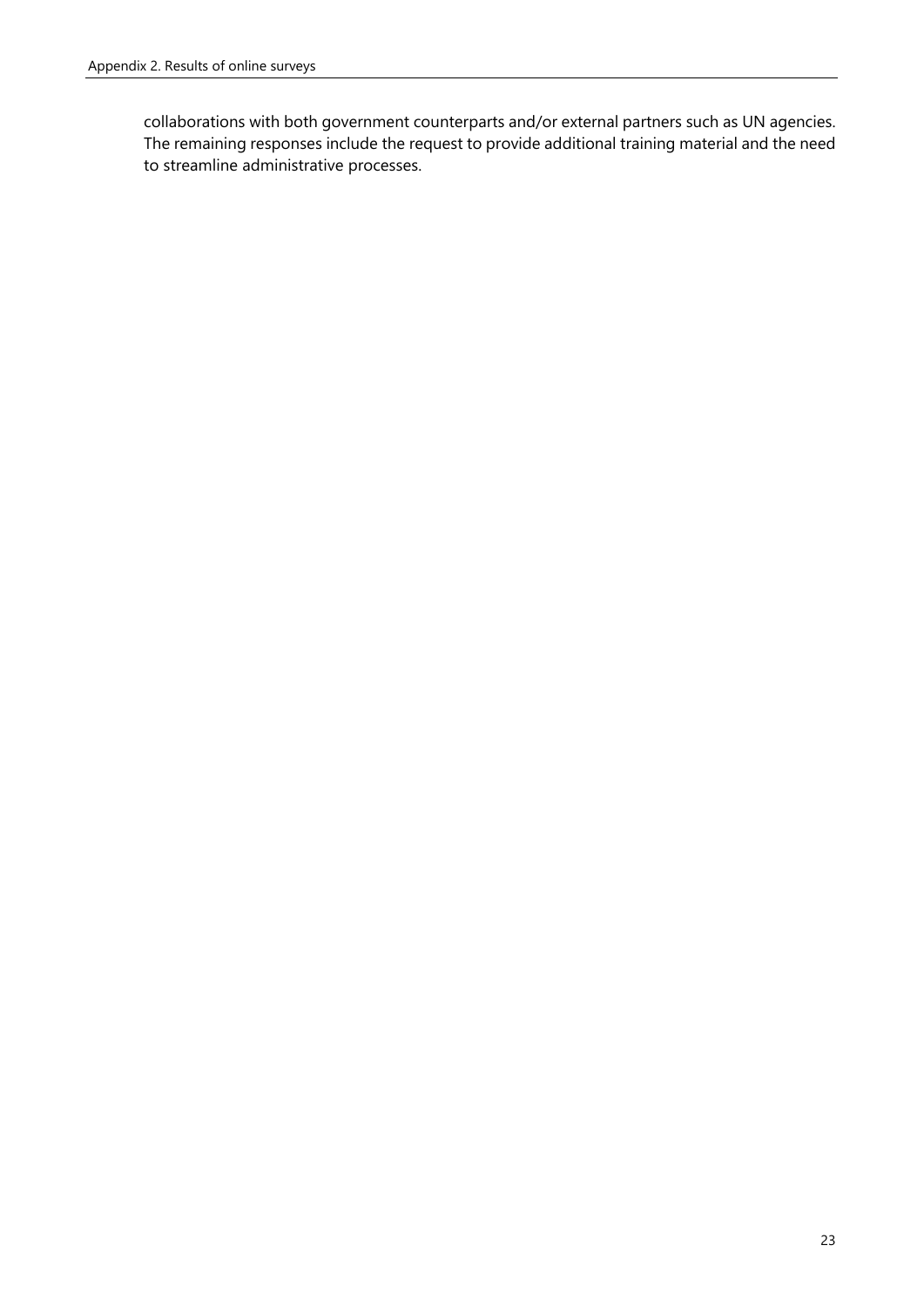collaborations with both government counterparts and/or external partners such as UN agencies. The remaining responses include the request to provide additional training material and the need to streamline administrative processes.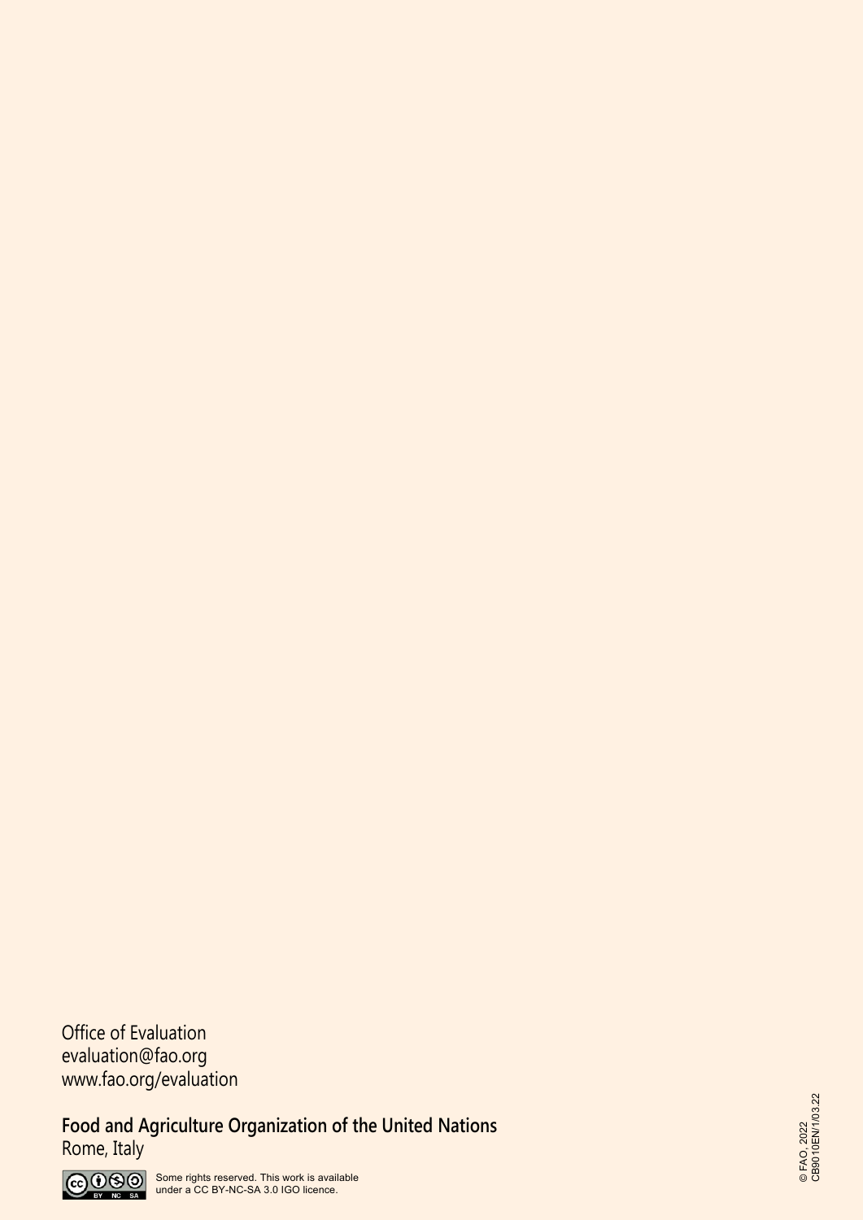Office of Evaluation
evaluation@fao.org
www.fao.org/evaluation

**Food and Agriculture Organization of the United Nations**
Rome, Italy

Some rights reserved. This work is available under a CC BY-NC-SA 3.0 IGO licence.

© FAO, 2022
CB9010EN/1/03.22